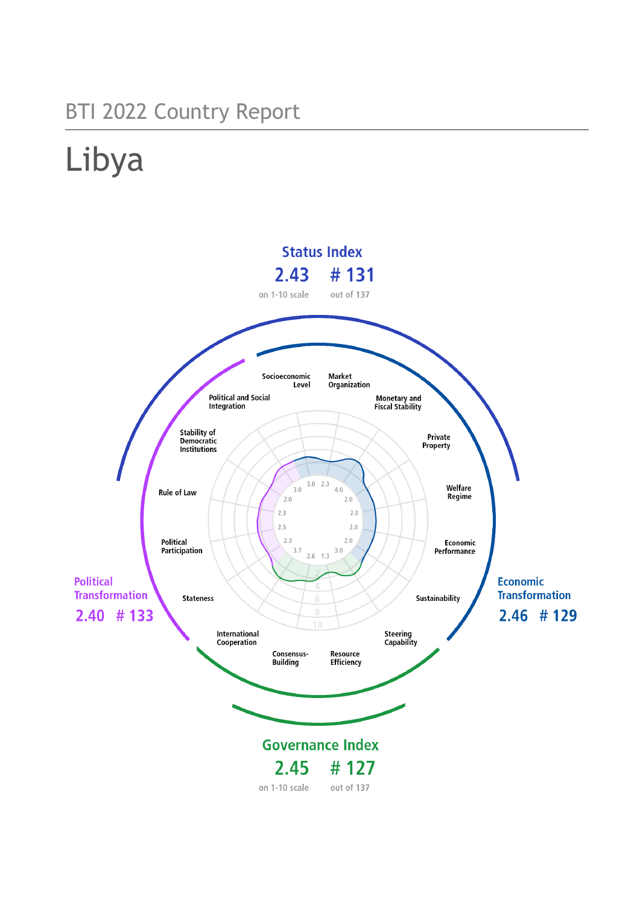BTI 2022 Country Report

# Libya

## Status Index

**2.43** on 1-10 scale

**# 131** out of 137

Socioeconomic Level · Market Organization · Monetary and Fiscal Stability · Private Property · Welfare Regime · Economic Performance · Sustainability · Steering Capability · Resource Efficiency · Consensus-Building · International Cooperation · Stateness · Political Participation · Rule of Law · Stability of Democratic Institutions · Political and Social Integration

3.0 2.3 4.0 2.0 2.0 2.0 2.0 3.0 1.3 2.6 3.7 2.3 2.5 2.3 2.0 3.0

2 4 6 8 10

## Political Transformation

**2.40** **# 133**

## Economic Transformation

**2.46** **# 129**

## Governance Index

**2.45** on 1-10 scale

**# 127** out of 137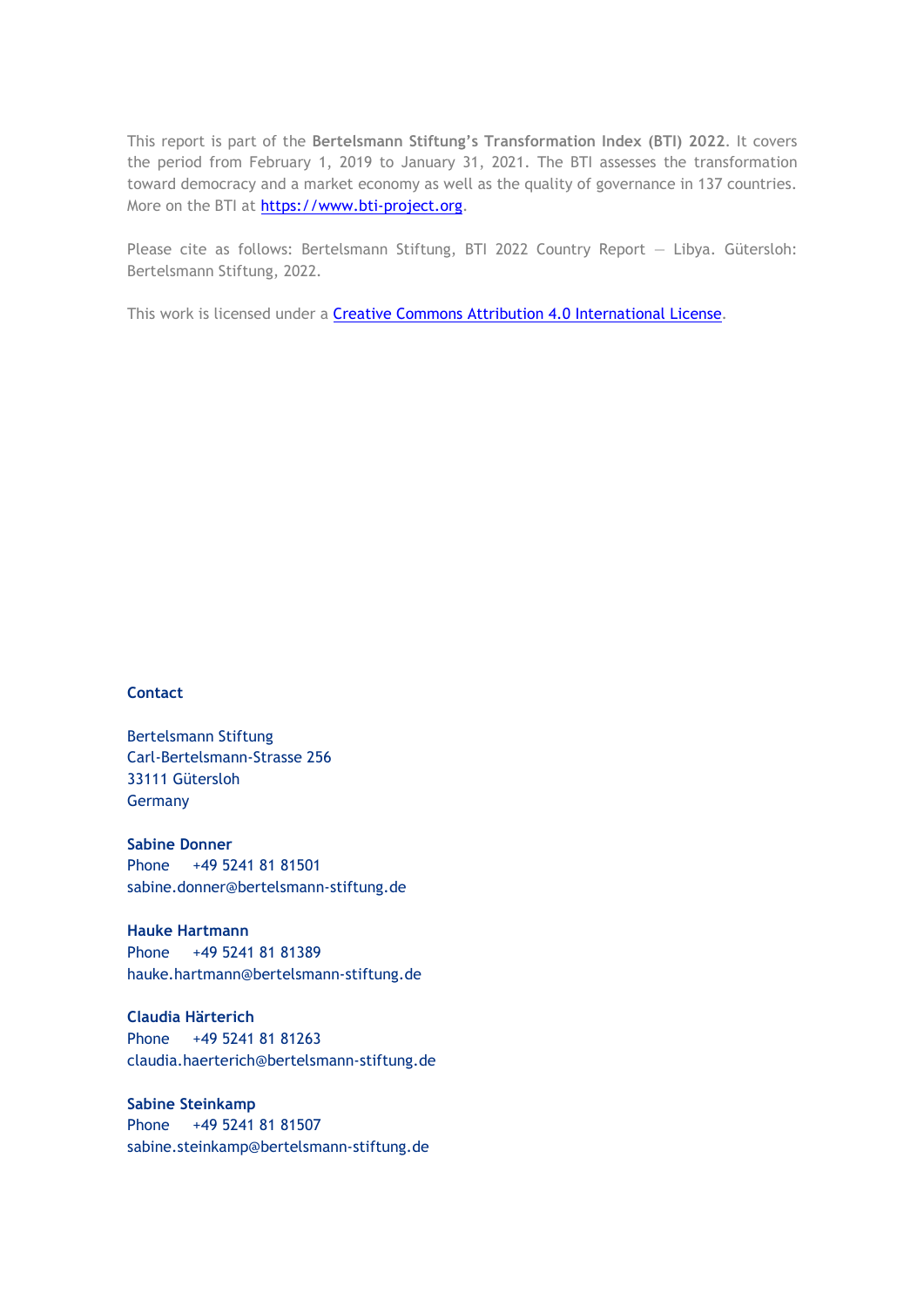This report is part of the **Bertelsmann Stiftung's Transformation Index (BTI) 2022**. It covers the period from February 1, 2019 to January 31, 2021. The BTI assesses the transformation toward democracy and a market economy as well as the quality of governance in 137 countries. More on the BTI at https://www.bti-project.org.

Please cite as follows: Bertelsmann Stiftung, BTI 2022 Country Report — Libya. Gütersloh: Bertelsmann Stiftung, 2022.

This work is licensed under a Creative Commons Attribution 4.0 International License.

**Contact**

Bertelsmann Stiftung
Carl-Bertelsmann-Strasse 256
33111 Gütersloh
Germany

**Sabine Donner**
Phone +49 5241 81 81501
sabine.donner@bertelsmann-stiftung.de

**Hauke Hartmann**
Phone +49 5241 81 81389
hauke.hartmann@bertelsmann-stiftung.de

**Claudia Härterich**
Phone +49 5241 81 81263
claudia.haerterich@bertelsmann-stiftung.de

**Sabine Steinkamp**
Phone +49 5241 81 81507
sabine.steinkamp@bertelsmann-stiftung.de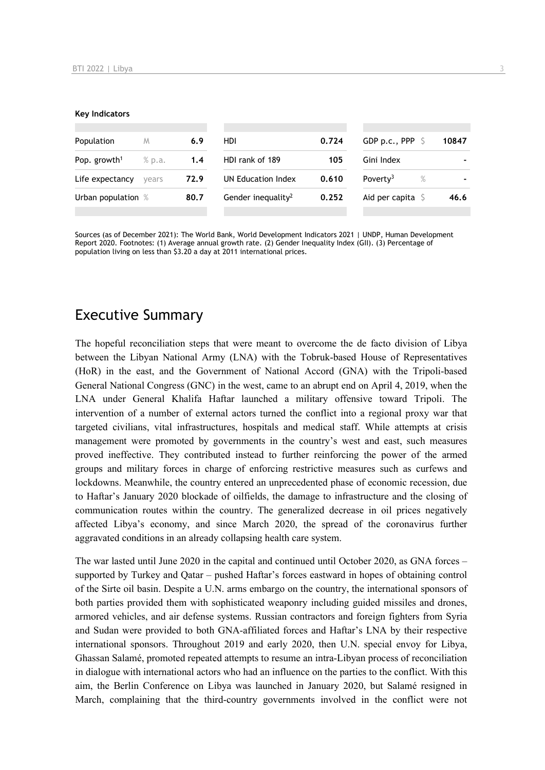**Key Indicators**

| Population | M | 6.9 | HDI | 0.724 | GDP p.c., PPP | $ | 10847 |
|---|---|---|---|---|---|---|---|
| Pop. growth[1] | % p.a. | 1.4 | HDI rank of 189 | 105 | Gini Index | | - |
| Life expectancy | years | 72.9 | UN Education Index | 0.610 | Poverty[3] | % | - |
| Urban population | % | 80.7 | Gender inequality[2] | 0.252 | Aid per capita | $ | 46.6 |

Sources (as of December 2021): The World Bank, World Development Indicators 2021 | UNDP, Human Development Report 2020. Footnotes: (1) Average annual growth rate. (2) Gender Inequality Index (GII). (3) Percentage of population living on less than $3.20 a day at 2011 international prices.

# Executive Summary

The hopeful reconciliation steps that were meant to overcome the de facto division of Libya between the Libyan National Army (LNA) with the Tobruk-based House of Representatives (HoR) in the east, and the Government of National Accord (GNA) with the Tripoli-based General National Congress (GNC) in the west, came to an abrupt end on April 4, 2019, when the LNA under General Khalifa Haftar launched a military offensive toward Tripoli. The intervention of a number of external actors turned the conflict into a regional proxy war that targeted civilians, vital infrastructures, hospitals and medical staff. While attempts at crisis management were promoted by governments in the country's west and east, such measures proved ineffective. They contributed instead to further reinforcing the power of the armed groups and military forces in charge of enforcing restrictive measures such as curfews and lockdowns. Meanwhile, the country entered an unprecedented phase of economic recession, due to Haftar's January 2020 blockade of oilfields, the damage to infrastructure and the closing of communication routes within the country. The generalized decrease in oil prices negatively affected Libya's economy, and since March 2020, the spread of the coronavirus further aggravated conditions in an already collapsing health care system.

The war lasted until June 2020 in the capital and continued until October 2020, as GNA forces – supported by Turkey and Qatar – pushed Haftar's forces eastward in hopes of obtaining control of the Sirte oil basin. Despite a U.N. arms embargo on the country, the international sponsors of both parties provided them with sophisticated weaponry including guided missiles and drones, armored vehicles, and air defense systems. Russian contractors and foreign fighters from Syria and Sudan were provided to both GNA-affiliated forces and Haftar's LNA by their respective international sponsors. Throughout 2019 and early 2020, then U.N. special envoy for Libya, Ghassan Salamé, promoted repeated attempts to resume an intra-Libyan process of reconciliation in dialogue with international actors who had an influence on the parties to the conflict. With this aim, the Berlin Conference on Libya was launched in January 2020, but Salamé resigned in March, complaining that the third-country governments involved in the conflict were not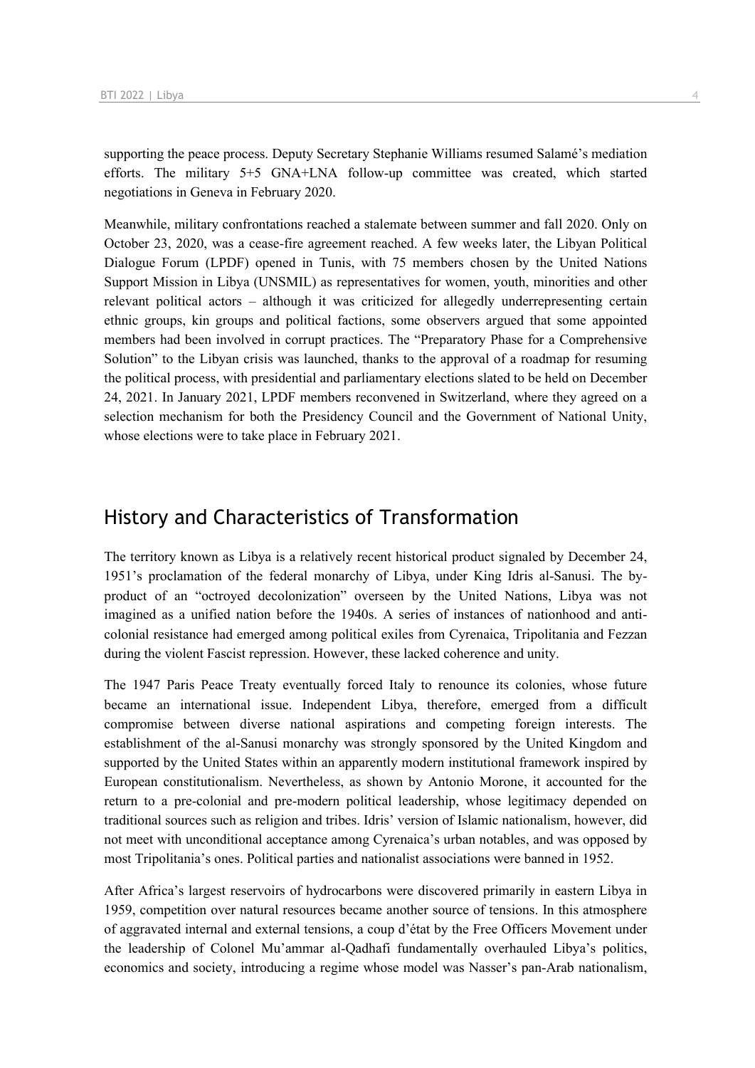supporting the peace process. Deputy Secretary Stephanie Williams resumed Salamé's mediation efforts. The military 5+5 GNA+LNA follow-up committee was created, which started negotiations in Geneva in February 2020.

Meanwhile, military confrontations reached a stalemate between summer and fall 2020. Only on October 23, 2020, was a cease-fire agreement reached. A few weeks later, the Libyan Political Dialogue Forum (LPDF) opened in Tunis, with 75 members chosen by the United Nations Support Mission in Libya (UNSMIL) as representatives for women, youth, minorities and other relevant political actors – although it was criticized for allegedly underrepresenting certain ethnic groups, kin groups and political factions, some observers argued that some appointed members had been involved in corrupt practices. The "Preparatory Phase for a Comprehensive Solution" to the Libyan crisis was launched, thanks to the approval of a roadmap for resuming the political process, with presidential and parliamentary elections slated to be held on December 24, 2021. In January 2021, LPDF members reconvened in Switzerland, where they agreed on a selection mechanism for both the Presidency Council and the Government of National Unity, whose elections were to take place in February 2021.

## History and Characteristics of Transformation

The territory known as Libya is a relatively recent historical product signaled by December 24, 1951's proclamation of the federal monarchy of Libya, under King Idris al-Sanusi. The by-product of an "octroyed decolonization" overseen by the United Nations, Libya was not imagined as a unified nation before the 1940s. A series of instances of nationhood and anti-colonial resistance had emerged among political exiles from Cyrenaica, Tripolitania and Fezzan during the violent Fascist repression. However, these lacked coherence and unity.

The 1947 Paris Peace Treaty eventually forced Italy to renounce its colonies, whose future became an international issue. Independent Libya, therefore, emerged from a difficult compromise between diverse national aspirations and competing foreign interests. The establishment of the al-Sanusi monarchy was strongly sponsored by the United Kingdom and supported by the United States within an apparently modern institutional framework inspired by European constitutionalism. Nevertheless, as shown by Antonio Morone, it accounted for the return to a pre-colonial and pre-modern political leadership, whose legitimacy depended on traditional sources such as religion and tribes. Idris' version of Islamic nationalism, however, did not meet with unconditional acceptance among Cyrenaica's urban notables, and was opposed by most Tripolitania's ones. Political parties and nationalist associations were banned in 1952.

After Africa's largest reservoirs of hydrocarbons were discovered primarily in eastern Libya in 1959, competition over natural resources became another source of tensions. In this atmosphere of aggravated internal and external tensions, a coup d'état by the Free Officers Movement under the leadership of Colonel Mu'ammar al-Qadhafi fundamentally overhauled Libya's politics, economics and society, introducing a regime whose model was Nasser's pan-Arab nationalism,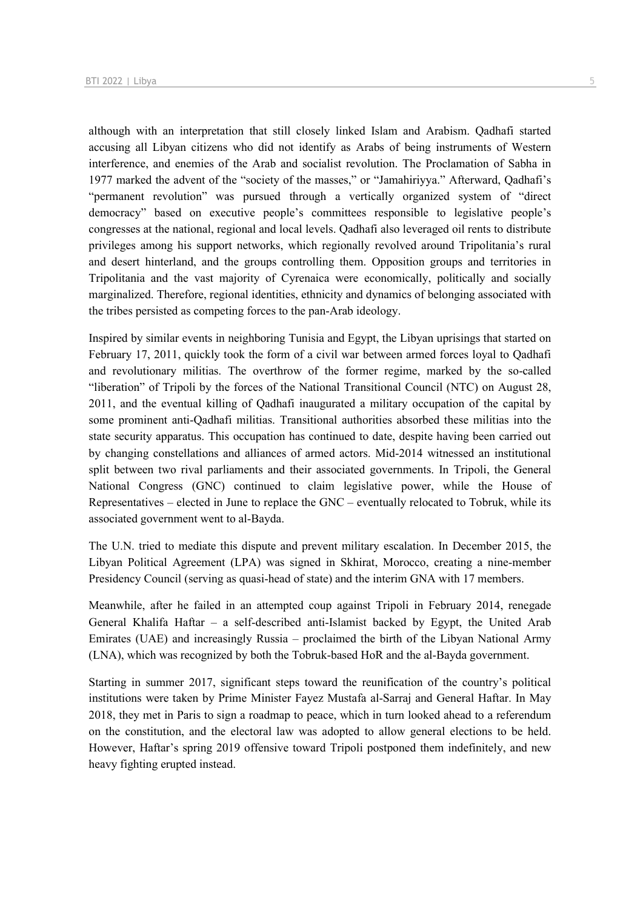although with an interpretation that still closely linked Islam and Arabism. Qadhafi started accusing all Libyan citizens who did not identify as Arabs of being instruments of Western interference, and enemies of the Arab and socialist revolution. The Proclamation of Sabha in 1977 marked the advent of the "society of the masses," or "Jamahiriyya." Afterward, Qadhafi's "permanent revolution" was pursued through a vertically organized system of "direct democracy" based on executive people's committees responsible to legislative people's congresses at the national, regional and local levels. Qadhafi also leveraged oil rents to distribute privileges among his support networks, which regionally revolved around Tripolitania's rural and desert hinterland, and the groups controlling them. Opposition groups and territories in Tripolitania and the vast majority of Cyrenaica were economically, politically and socially marginalized. Therefore, regional identities, ethnicity and dynamics of belonging associated with the tribes persisted as competing forces to the pan-Arab ideology.

Inspired by similar events in neighboring Tunisia and Egypt, the Libyan uprisings that started on February 17, 2011, quickly took the form of a civil war between armed forces loyal to Qadhafi and revolutionary militias. The overthrow of the former regime, marked by the so-called "liberation" of Tripoli by the forces of the National Transitional Council (NTC) on August 28, 2011, and the eventual killing of Qadhafi inaugurated a military occupation of the capital by some prominent anti-Qadhafi militias. Transitional authorities absorbed these militias into the state security apparatus. This occupation has continued to date, despite having been carried out by changing constellations and alliances of armed actors. Mid-2014 witnessed an institutional split between two rival parliaments and their associated governments. In Tripoli, the General National Congress (GNC) continued to claim legislative power, while the House of Representatives – elected in June to replace the GNC – eventually relocated to Tobruk, while its associated government went to al-Bayda.

The U.N. tried to mediate this dispute and prevent military escalation. In December 2015, the Libyan Political Agreement (LPA) was signed in Skhirat, Morocco, creating a nine-member Presidency Council (serving as quasi-head of state) and the interim GNA with 17 members.

Meanwhile, after he failed in an attempted coup against Tripoli in February 2014, renegade General Khalifa Haftar – a self-described anti-Islamist backed by Egypt, the United Arab Emirates (UAE) and increasingly Russia – proclaimed the birth of the Libyan National Army (LNA), which was recognized by both the Tobruk-based HoR and the al-Bayda government.

Starting in summer 2017, significant steps toward the reunification of the country's political institutions were taken by Prime Minister Fayez Mustafa al-Sarraj and General Haftar. In May 2018, they met in Paris to sign a roadmap to peace, which in turn looked ahead to a referendum on the constitution, and the electoral law was adopted to allow general elections to be held. However, Haftar's spring 2019 offensive toward Tripoli postponed them indefinitely, and new heavy fighting erupted instead.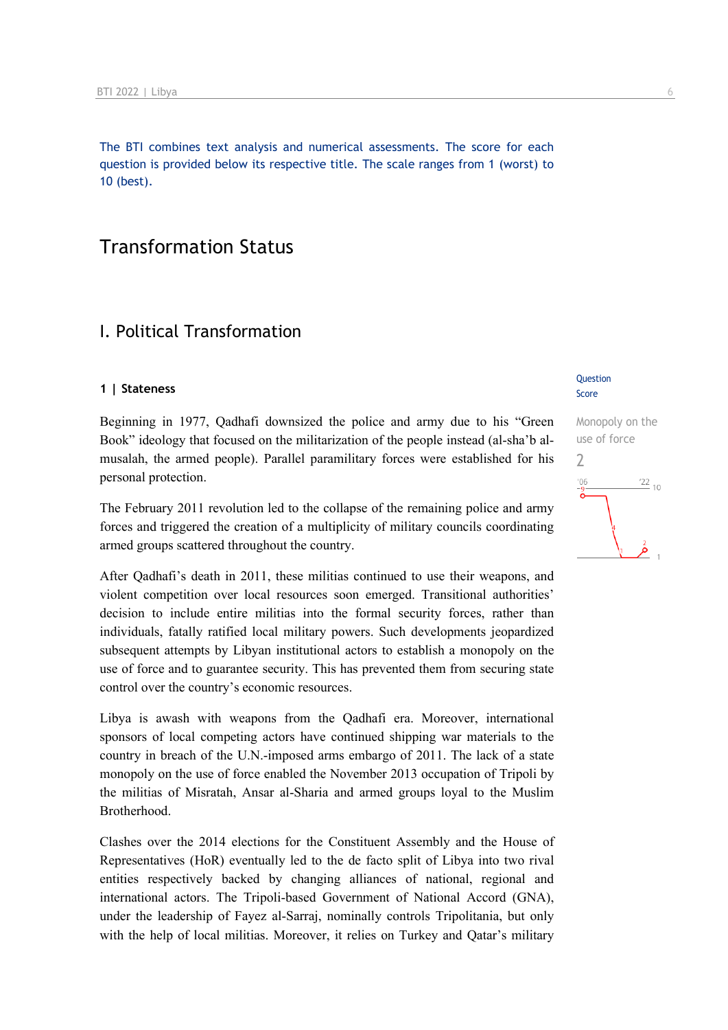The BTI combines text analysis and numerical assessments. The score for each question is provided below its respective title. The scale ranges from 1 (worst) to 10 (best).

# Transformation Status

## I. Political Transformation

### 1 | Stateness

Question Score

Monopoly on the use of force

2

Beginning in 1977, Qadhafi downsized the police and army due to his "Green Book" ideology that focused on the militarization of the people instead (al-sha'b al-musalah, the armed people). Parallel paramilitary forces were established for his personal protection.

The February 2011 revolution led to the collapse of the remaining police and army forces and triggered the creation of a multiplicity of military councils coordinating armed groups scattered throughout the country.

After Qadhafi's death in 2011, these militias continued to use their weapons, and violent competition over local resources soon emerged. Transitional authorities' decision to include entire militias into the formal security forces, rather than individuals, fatally ratified local military powers. Such developments jeopardized subsequent attempts by Libyan institutional actors to establish a monopoly on the use of force and to guarantee security. This has prevented them from securing state control over the country's economic resources.

Libya is awash with weapons from the Qadhafi era. Moreover, international sponsors of local competing actors have continued shipping war materials to the country in breach of the U.N.-imposed arms embargo of 2011. The lack of a state monopoly on the use of force enabled the November 2013 occupation of Tripoli by the militias of Misratah, Ansar al-Sharia and armed groups loyal to the Muslim Brotherhood.

Clashes over the 2014 elections for the Constituent Assembly and the House of Representatives (HoR) eventually led to the de facto split of Libya into two rival entities respectively backed by changing alliances of national, regional and international actors. The Tripoli-based Government of National Accord (GNA), under the leadership of Fayez al-Sarraj, nominally controls Tripolitania, but only with the help of local militias. Moreover, it relies on Turkey and Qatar's military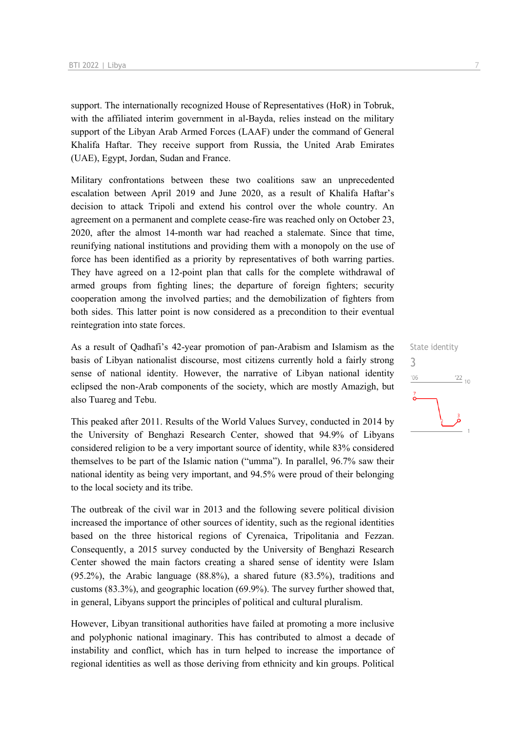support. The internationally recognized House of Representatives (HoR) in Tobruk, with the affiliated interim government in al-Bayda, relies instead on the military support of the Libyan Arab Armed Forces (LAAF) under the command of General Khalifa Haftar. They receive support from Russia, the United Arab Emirates (UAE), Egypt, Jordan, Sudan and France.

Military confrontations between these two coalitions saw an unprecedented escalation between April 2019 and June 2020, as a result of Khalifa Haftar's decision to attack Tripoli and extend his control over the whole country. An agreement on a permanent and complete cease-fire was reached only on October 23, 2020, after the almost 14-month war had reached a stalemate. Since that time, reunifying national institutions and providing them with a monopoly on the use of force has been identified as a priority by representatives of both warring parties. They have agreed on a 12-point plan that calls for the complete withdrawal of armed groups from fighting lines; the departure of foreign fighters; security cooperation among the involved parties; and the demobilization of fighters from both sides. This latter point is now considered as a precondition to their eventual reintegration into state forces.

State identity
3

As a result of Qadhafi's 42-year promotion of pan-Arabism and Islamism as the basis of Libyan nationalist discourse, most citizens currently hold a fairly strong sense of national identity. However, the narrative of Libyan national identity eclipsed the non-Arab components of the society, which are mostly Amazigh, but also Tuareg and Tebu.

This peaked after 2011. Results of the World Values Survey, conducted in 2014 by the University of Benghazi Research Center, showed that 94.9% of Libyans considered religion to be a very important source of identity, while 83% considered themselves to be part of the Islamic nation ("umma"). In parallel, 96.7% saw their national identity as being very important, and 94.5% were proud of their belonging to the local society and its tribe.

The outbreak of the civil war in 2013 and the following severe political division increased the importance of other sources of identity, such as the regional identities based on the three historical regions of Cyrenaica, Tripolitania and Fezzan. Consequently, a 2015 survey conducted by the University of Benghazi Research Center showed the main factors creating a shared sense of identity were Islam (95.2%), the Arabic language (88.8%), a shared future (83.5%), traditions and customs (83.3%), and geographic location (69.9%). The survey further showed that, in general, Libyans support the principles of political and cultural pluralism.

However, Libyan transitional authorities have failed at promoting a more inclusive and polyphonic national imaginary. This has contributed to almost a decade of instability and conflict, which has in turn helped to increase the importance of regional identities as well as those deriving from ethnicity and kin groups. Political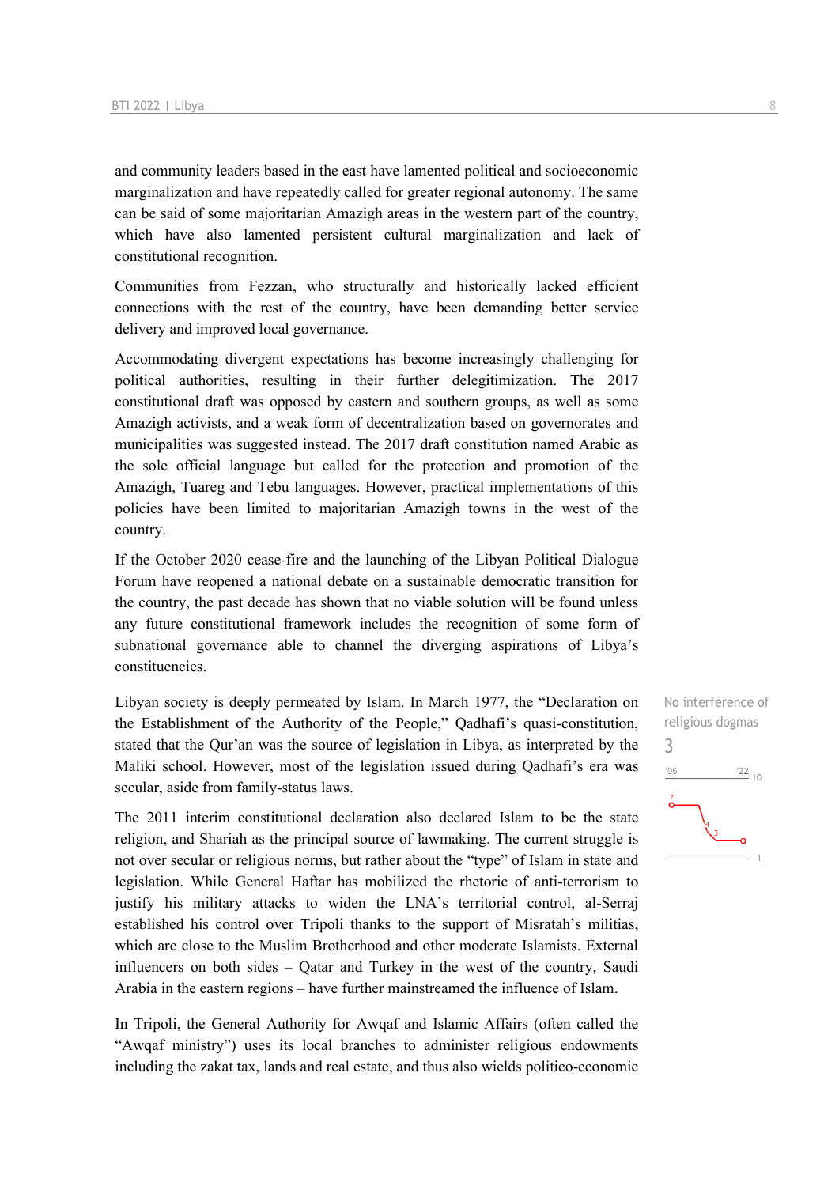and community leaders based in the east have lamented political and socioeconomic marginalization and have repeatedly called for greater regional autonomy. The same can be said of some majoritarian Amazigh areas in the western part of the country, which have also lamented persistent cultural marginalization and lack of constitutional recognition.

Communities from Fezzan, who structurally and historically lacked efficient connections with the rest of the country, have been demanding better service delivery and improved local governance.

Accommodating divergent expectations has become increasingly challenging for political authorities, resulting in their further delegitimization. The 2017 constitutional draft was opposed by eastern and southern groups, as well as some Amazigh activists, and a weak form of decentralization based on governorates and municipalities was suggested instead. The 2017 draft constitution named Arabic as the sole official language but called for the protection and promotion of the Amazigh, Tuareg and Tebu languages. However, practical implementations of this policies have been limited to majoritarian Amazigh towns in the west of the country.

If the October 2020 cease-fire and the launching of the Libyan Political Dialogue Forum have reopened a national debate on a sustainable democratic transition for the country, the past decade has shown that no viable solution will be found unless any future constitutional framework includes the recognition of some form of subnational governance able to channel the diverging aspirations of Libya's constituencies.

No interference of religious dogmas
3

Libyan society is deeply permeated by Islam. In March 1977, the "Declaration on the Establishment of the Authority of the People," Qadhafi's quasi-constitution, stated that the Qur'an was the source of legislation in Libya, as interpreted by the Maliki school. However, most of the legislation issued during Qadhafi's era was secular, aside from family-status laws.

The 2011 interim constitutional declaration also declared Islam to be the state religion, and Shariah as the principal source of lawmaking. The current struggle is not over secular or religious norms, but rather about the "type" of Islam in state and legislation. While General Haftar has mobilized the rhetoric of anti-terrorism to justify his military attacks to widen the LNA's territorial control, al-Serraj established his control over Tripoli thanks to the support of Misratah's militias, which are close to the Muslim Brotherhood and other moderate Islamists. External influencers on both sides – Qatar and Turkey in the west of the country, Saudi Arabia in the eastern regions – have further mainstreamed the influence of Islam.

In Tripoli, the General Authority for Awqaf and Islamic Affairs (often called the "Awqaf ministry") uses its local branches to administer religious endowments including the zakat tax, lands and real estate, and thus also wields politico-economic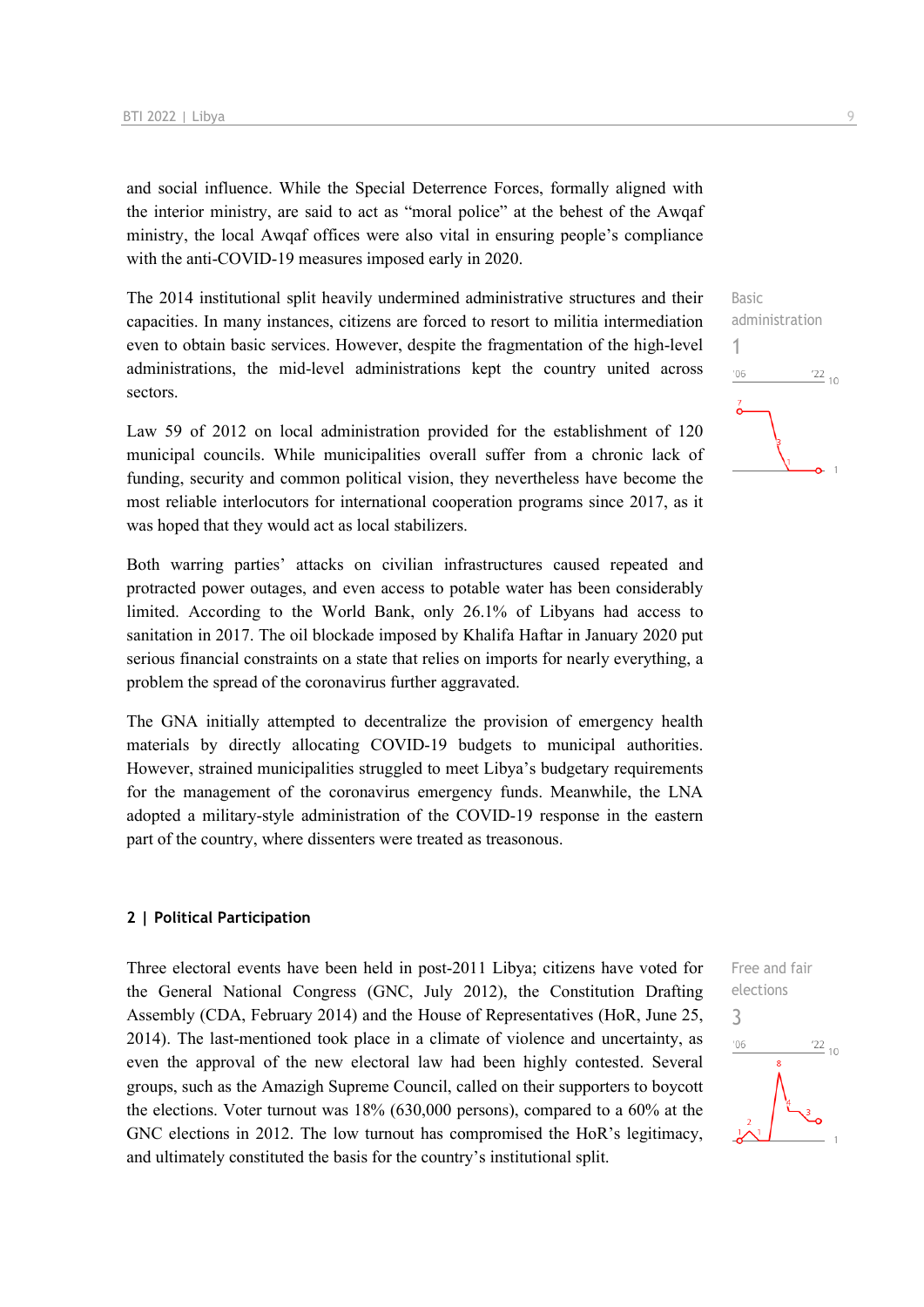and social influence. While the Special Deterrence Forces, formally aligned with the interior ministry, are said to act as "moral police" at the behest of the Awqaf ministry, the local Awqaf offices were also vital in ensuring people's compliance with the anti-COVID-19 measures imposed early in 2020.

Basic administration
1

The 2014 institutional split heavily undermined administrative structures and their capacities. In many instances, citizens are forced to resort to militia intermediation even to obtain basic services. However, despite the fragmentation of the high-level administrations, the mid-level administrations kept the country united across sectors.

Law 59 of 2012 on local administration provided for the establishment of 120 municipal councils. While municipalities overall suffer from a chronic lack of funding, security and common political vision, they nevertheless have become the most reliable interlocutors for international cooperation programs since 2017, as it was hoped that they would act as local stabilizers.

Both warring parties' attacks on civilian infrastructures caused repeated and protracted power outages, and even access to potable water has been considerably limited. According to the World Bank, only 26.1% of Libyans had access to sanitation in 2017. The oil blockade imposed by Khalifa Haftar in January 2020 put serious financial constraints on a state that relies on imports for nearly everything, a problem the spread of the coronavirus further aggravated.

The GNA initially attempted to decentralize the provision of emergency health materials by directly allocating COVID-19 budgets to municipal authorities. However, strained municipalities struggled to meet Libya's budgetary requirements for the management of the coronavirus emergency funds. Meanwhile, the LNA adopted a military-style administration of the COVID-19 response in the eastern part of the country, where dissenters were treated as treasonous.

## 2 | Political Participation

Free and fair elections
3

Three electoral events have been held in post-2011 Libya; citizens have voted for the General National Congress (GNC, July 2012), the Constitution Drafting Assembly (CDA, February 2014) and the House of Representatives (HoR, June 25, 2014). The last-mentioned took place in a climate of violence and uncertainty, as even the approval of the new electoral law had been highly contested. Several groups, such as the Amazigh Supreme Council, called on their supporters to boycott the elections. Voter turnout was 18% (630,000 persons), compared to a 60% at the GNC elections in 2012. The low turnout has compromised the HoR's legitimacy, and ultimately constituted the basis for the country's institutional split.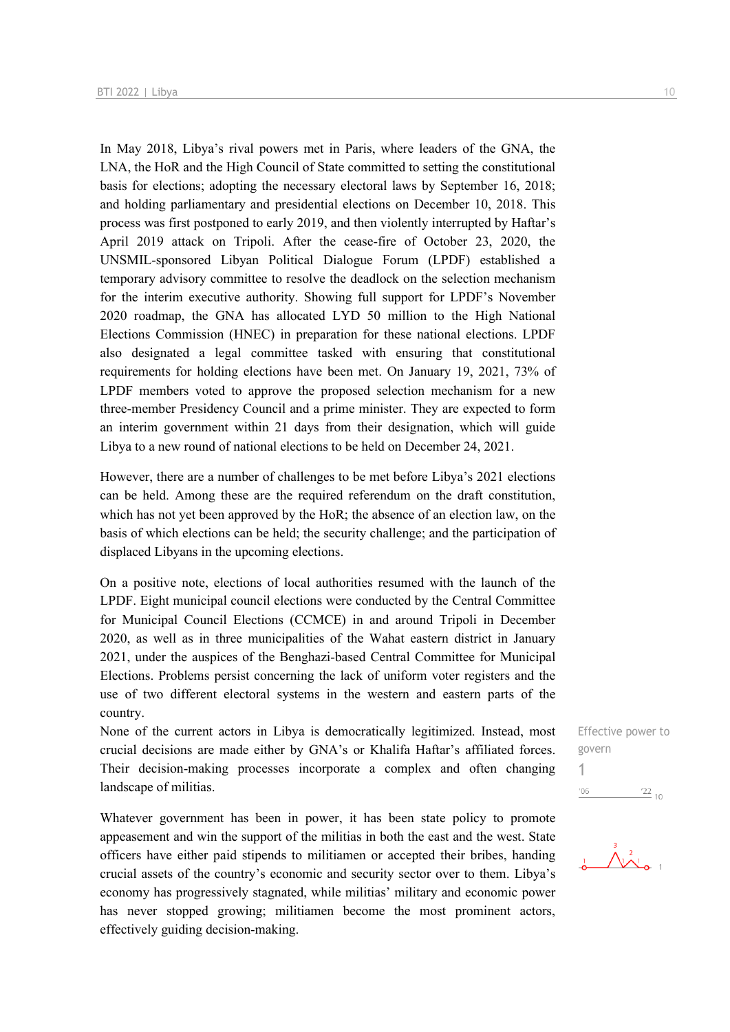In May 2018, Libya's rival powers met in Paris, where leaders of the GNA, the LNA, the HoR and the High Council of State committed to setting the constitutional basis for elections; adopting the necessary electoral laws by September 16, 2018; and holding parliamentary and presidential elections on December 10, 2018. This process was first postponed to early 2019, and then violently interrupted by Haftar's April 2019 attack on Tripoli. After the cease-fire of October 23, 2020, the UNSMIL-sponsored Libyan Political Dialogue Forum (LPDF) established a temporary advisory committee to resolve the deadlock on the selection mechanism for the interim executive authority. Showing full support for LPDF's November 2020 roadmap, the GNA has allocated LYD 50 million to the High National Elections Commission (HNEC) in preparation for these national elections. LPDF also designated a legal committee tasked with ensuring that constitutional requirements for holding elections have been met. On January 19, 2021, 73% of LPDF members voted to approve the proposed selection mechanism for a new three-member Presidency Council and a prime minister. They are expected to form an interim government within 21 days from their designation, which will guide Libya to a new round of national elections to be held on December 24, 2021.

However, there are a number of challenges to be met before Libya's 2021 elections can be held. Among these are the required referendum on the draft constitution, which has not yet been approved by the HoR; the absence of an election law, on the basis of which elections can be held; the security challenge; and the participation of displaced Libyans in the upcoming elections.

On a positive note, elections of local authorities resumed with the launch of the LPDF. Eight municipal council elections were conducted by the Central Committee for Municipal Council Elections (CCMCE) in and around Tripoli in December 2020, as well as in three municipalities of the Wahat eastern district in January 2021, under the auspices of the Benghazi-based Central Committee for Municipal Elections. Problems persist concerning the lack of uniform voter registers and the use of two different electoral systems in the western and eastern parts of the country.

Effective power to govern

1

'06 '22 10

None of the current actors in Libya is democratically legitimized. Instead, most crucial decisions are made either by GNA's or Khalifa Haftar's affiliated forces. Their decision-making processes incorporate a complex and often changing landscape of militias.

Whatever government has been in power, it has been state policy to promote appeasement and win the support of the militias in both the east and the west. State officers have either paid stipends to militiamen or accepted their bribes, handing crucial assets of the country's economic and security sector over to them. Libya's economy has progressively stagnated, while militias' military and economic power has never stopped growing; militiamen become the most prominent actors, effectively guiding decision-making.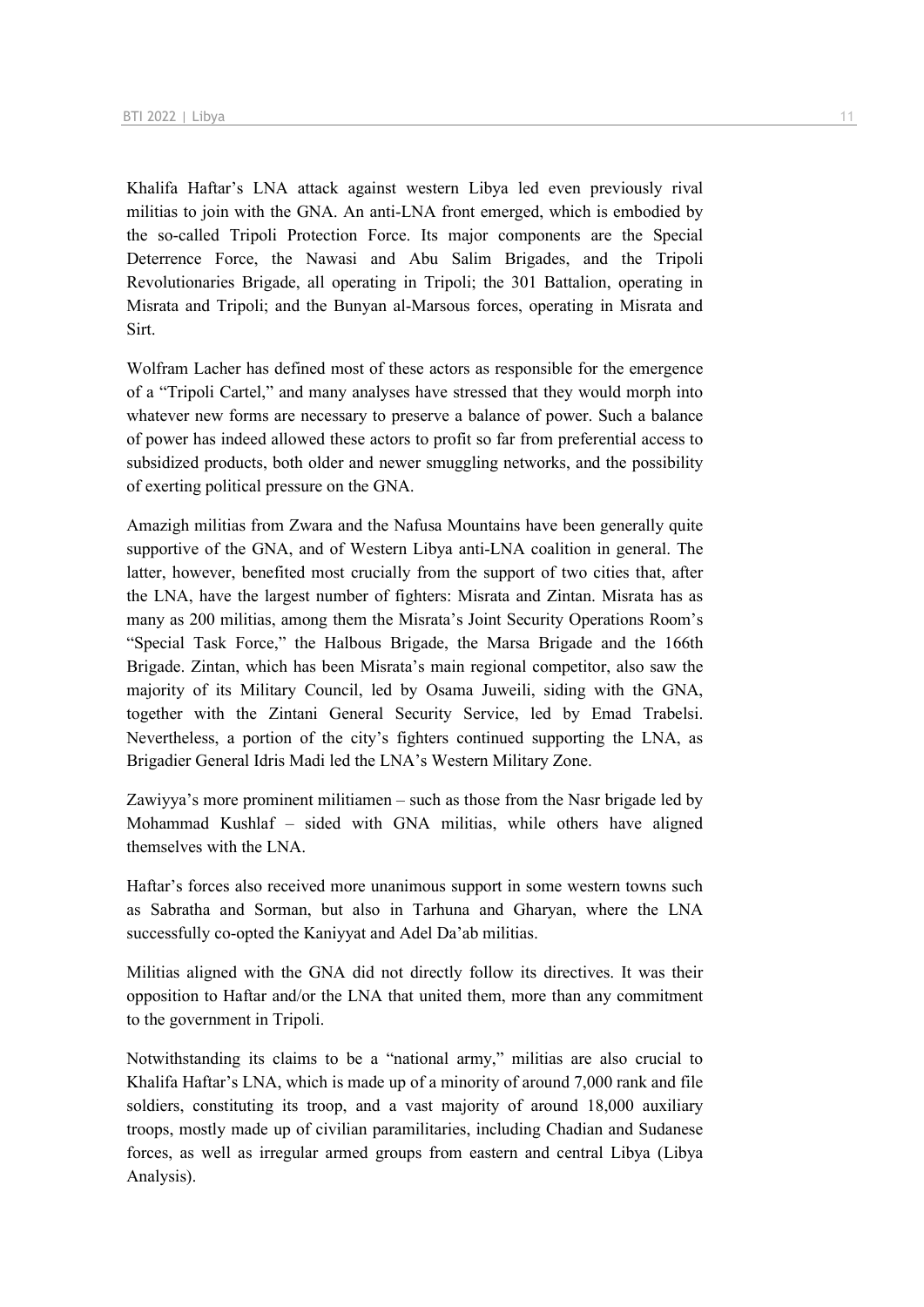Khalifa Haftar's LNA attack against western Libya led even previously rival militias to join with the GNA. An anti-LNA front emerged, which is embodied by the so-called Tripoli Protection Force. Its major components are the Special Deterrence Force, the Nawasi and Abu Salim Brigades, and the Tripoli Revolutionaries Brigade, all operating in Tripoli; the 301 Battalion, operating in Misrata and Tripoli; and the Bunyan al-Marsous forces, operating in Misrata and Sirt.

Wolfram Lacher has defined most of these actors as responsible for the emergence of a "Tripoli Cartel," and many analyses have stressed that they would morph into whatever new forms are necessary to preserve a balance of power. Such a balance of power has indeed allowed these actors to profit so far from preferential access to subsidized products, both older and newer smuggling networks, and the possibility of exerting political pressure on the GNA.

Amazigh militias from Zwara and the Nafusa Mountains have been generally quite supportive of the GNA, and of Western Libya anti-LNA coalition in general. The latter, however, benefited most crucially from the support of two cities that, after the LNA, have the largest number of fighters: Misrata and Zintan. Misrata has as many as 200 militias, among them the Misrata's Joint Security Operations Room's "Special Task Force," the Halbous Brigade, the Marsa Brigade and the 166th Brigade. Zintan, which has been Misrata's main regional competitor, also saw the majority of its Military Council, led by Osama Juweili, siding with the GNA, together with the Zintani General Security Service, led by Emad Trabelsi. Nevertheless, a portion of the city's fighters continued supporting the LNA, as Brigadier General Idris Madi led the LNA's Western Military Zone.

Zawiyya's more prominent militiamen – such as those from the Nasr brigade led by Mohammad Kushlaf – sided with GNA militias, while others have aligned themselves with the LNA.

Haftar's forces also received more unanimous support in some western towns such as Sabratha and Sorman, but also in Tarhuna and Gharyan, where the LNA successfully co-opted the Kaniyyat and Adel Da'ab militias.

Militias aligned with the GNA did not directly follow its directives. It was their opposition to Haftar and/or the LNA that united them, more than any commitment to the government in Tripoli.

Notwithstanding its claims to be a "national army," militias are also crucial to Khalifa Haftar's LNA, which is made up of a minority of around 7,000 rank and file soldiers, constituting its troop, and a vast majority of around 18,000 auxiliary troops, mostly made up of civilian paramilitaries, including Chadian and Sudanese forces, as well as irregular armed groups from eastern and central Libya (Libya Analysis).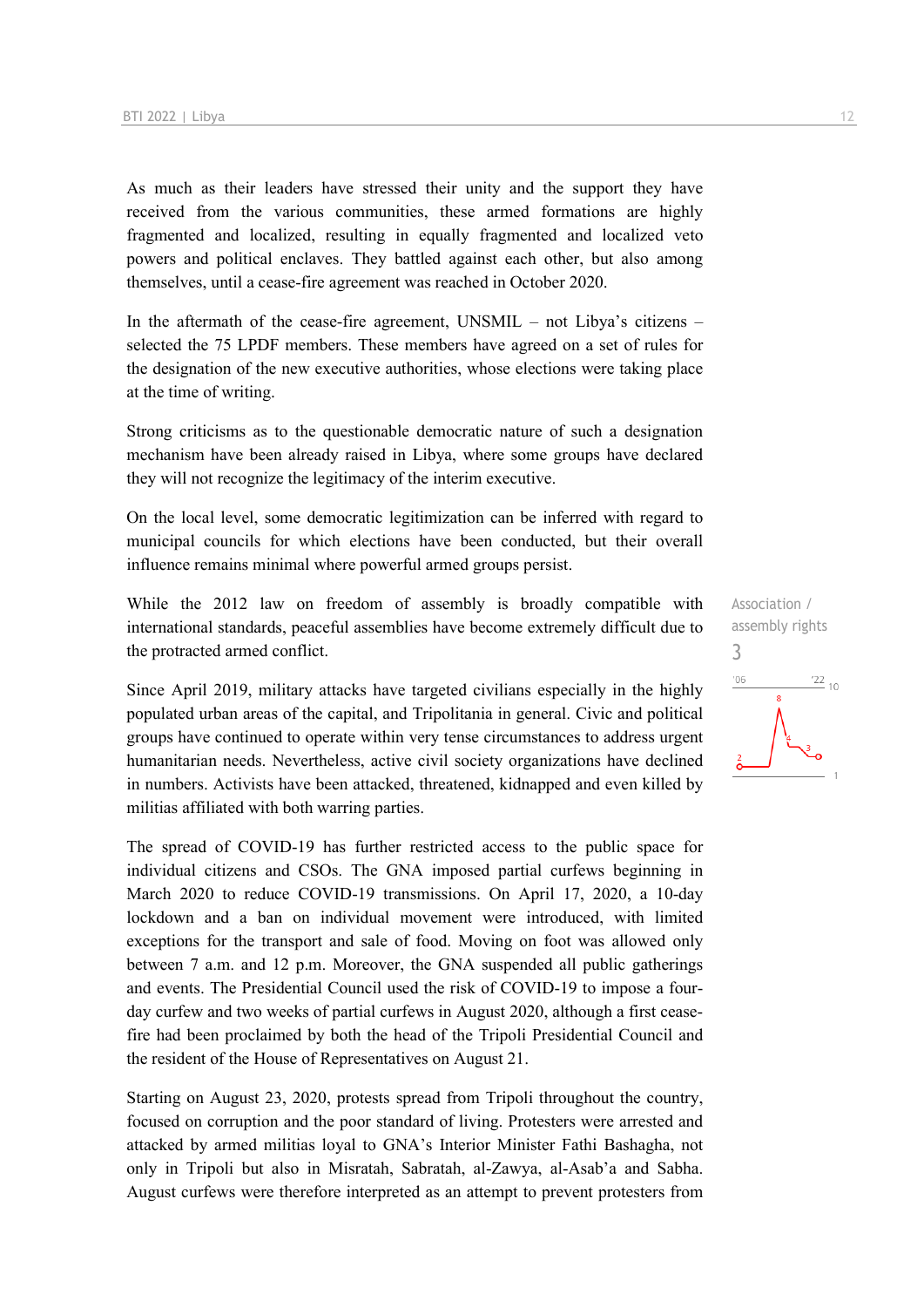As much as their leaders have stressed their unity and the support they have received from the various communities, these armed formations are highly fragmented and localized, resulting in equally fragmented and localized veto powers and political enclaves. They battled against each other, but also among themselves, until a cease-fire agreement was reached in October 2020.

In the aftermath of the cease-fire agreement, UNSMIL – not Libya's citizens – selected the 75 LPDF members. These members have agreed on a set of rules for the designation of the new executive authorities, whose elections were taking place at the time of writing.

Strong criticisms as to the questionable democratic nature of such a designation mechanism have been already raised in Libya, where some groups have declared they will not recognize the legitimacy of the interim executive.

On the local level, some democratic legitimization can be inferred with regard to municipal councils for which elections have been conducted, but their overall influence remains minimal where powerful armed groups persist.

Association / assembly rights

3

While the 2012 law on freedom of assembly is broadly compatible with international standards, peaceful assemblies have become extremely difficult due to the protracted armed conflict.

Since April 2019, military attacks have targeted civilians especially in the highly populated urban areas of the capital, and Tripolitania in general. Civic and political groups have continued to operate within very tense circumstances to address urgent humanitarian needs. Nevertheless, active civil society organizations have declined in numbers. Activists have been attacked, threatened, kidnapped and even killed by militias affiliated with both warring parties.

The spread of COVID-19 has further restricted access to the public space for individual citizens and CSOs. The GNA imposed partial curfews beginning in March 2020 to reduce COVID-19 transmissions. On April 17, 2020, a 10-day lockdown and a ban on individual movement were introduced, with limited exceptions for the transport and sale of food. Moving on foot was allowed only between 7 a.m. and 12 p.m. Moreover, the GNA suspended all public gatherings and events. The Presidential Council used the risk of COVID-19 to impose a four-day curfew and two weeks of partial curfews in August 2020, although a first cease-fire had been proclaimed by both the head of the Tripoli Presidential Council and the resident of the House of Representatives on August 21.

Starting on August 23, 2020, protests spread from Tripoli throughout the country, focused on corruption and the poor standard of living. Protesters were arrested and attacked by armed militias loyal to GNA's Interior Minister Fathi Bashagha, not only in Tripoli but also in Misratah, Sabratah, al-Zawya, al-Asab'a and Sabha. August curfews were therefore interpreted as an attempt to prevent protesters from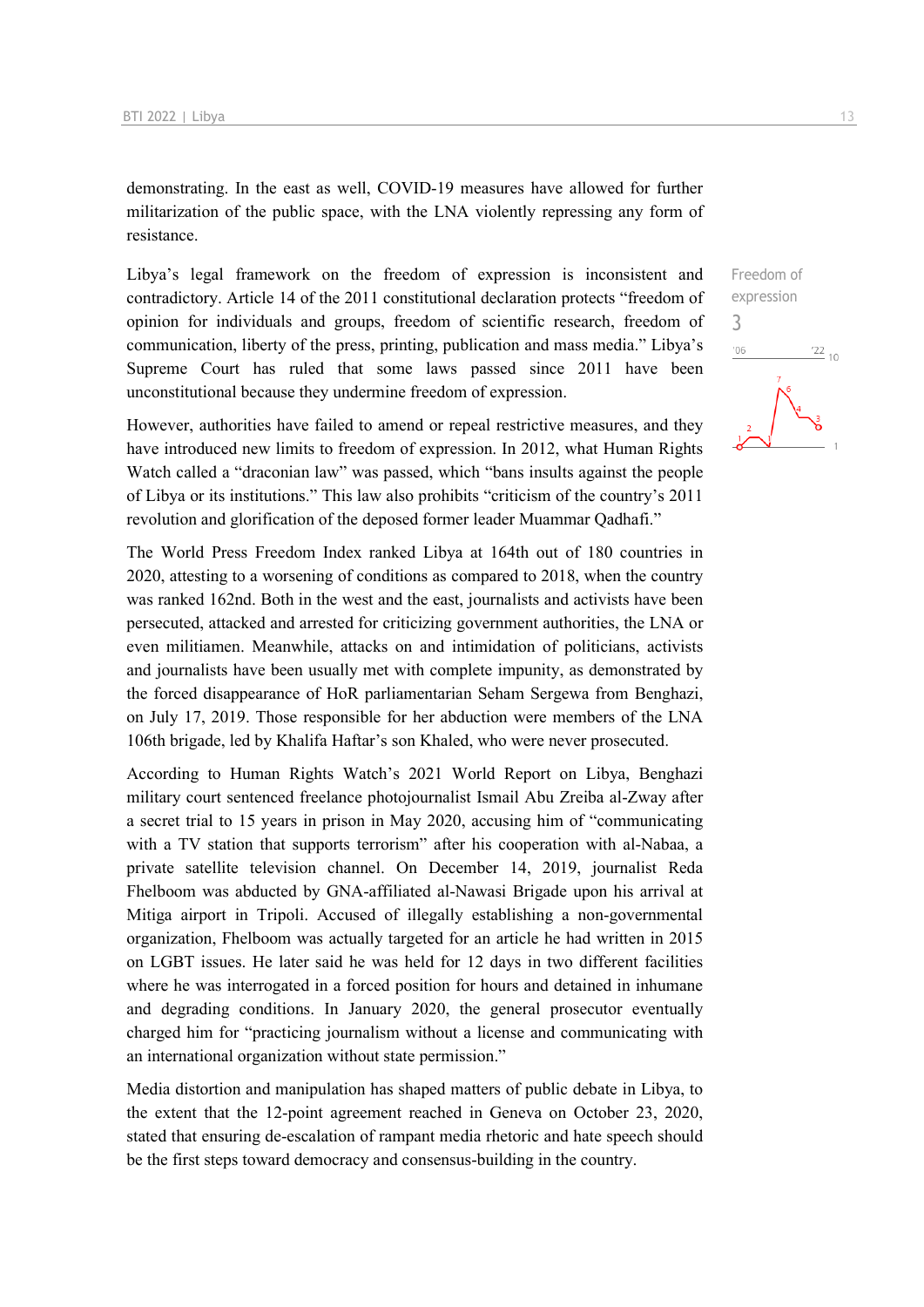demonstrating. In the east as well, COVID-19 measures have allowed for further militarization of the public space, with the LNA violently repressing any form of resistance.

Libya's legal framework on the freedom of expression is inconsistent and contradictory. Article 14 of the 2011 constitutional declaration protects "freedom of opinion for individuals and groups, freedom of scientific research, freedom of communication, liberty of the press, printing, publication and mass media." Libya's Supreme Court has ruled that some laws passed since 2011 have been unconstitutional because they undermine freedom of expression.

Freedom of expression
3

However, authorities have failed to amend or repeal restrictive measures, and they have introduced new limits to freedom of expression. In 2012, what Human Rights Watch called a "draconian law" was passed, which "bans insults against the people of Libya or its institutions." This law also prohibits "criticism of the country's 2011 revolution and glorification of the deposed former leader Muammar Qadhafi."

The World Press Freedom Index ranked Libya at 164th out of 180 countries in 2020, attesting to a worsening of conditions as compared to 2018, when the country was ranked 162nd. Both in the west and the east, journalists and activists have been persecuted, attacked and arrested for criticizing government authorities, the LNA or even militiamen. Meanwhile, attacks on and intimidation of politicians, activists and journalists have been usually met with complete impunity, as demonstrated by the forced disappearance of HoR parliamentarian Seham Sergewa from Benghazi, on July 17, 2019. Those responsible for her abduction were members of the LNA 106th brigade, led by Khalifa Haftar's son Khaled, who were never prosecuted.

According to Human Rights Watch's 2021 World Report on Libya, Benghazi military court sentenced freelance photojournalist Ismail Abu Zreiba al-Zway after a secret trial to 15 years in prison in May 2020, accusing him of "communicating with a TV station that supports terrorism" after his cooperation with al-Nabaa, a private satellite television channel. On December 14, 2019, journalist Reda Fhelboom was abducted by GNA-affiliated al-Nawasi Brigade upon his arrival at Mitiga airport in Tripoli. Accused of illegally establishing a non-governmental organization, Fhelboom was actually targeted for an article he had written in 2015 on LGBT issues. He later said he was held for 12 days in two different facilities where he was interrogated in a forced position for hours and detained in inhumane and degrading conditions. In January 2020, the general prosecutor eventually charged him for "practicing journalism without a license and communicating with an international organization without state permission."

Media distortion and manipulation has shaped matters of public debate in Libya, to the extent that the 12-point agreement reached in Geneva on October 23, 2020, stated that ensuring de-escalation of rampant media rhetoric and hate speech should be the first steps toward democracy and consensus-building in the country.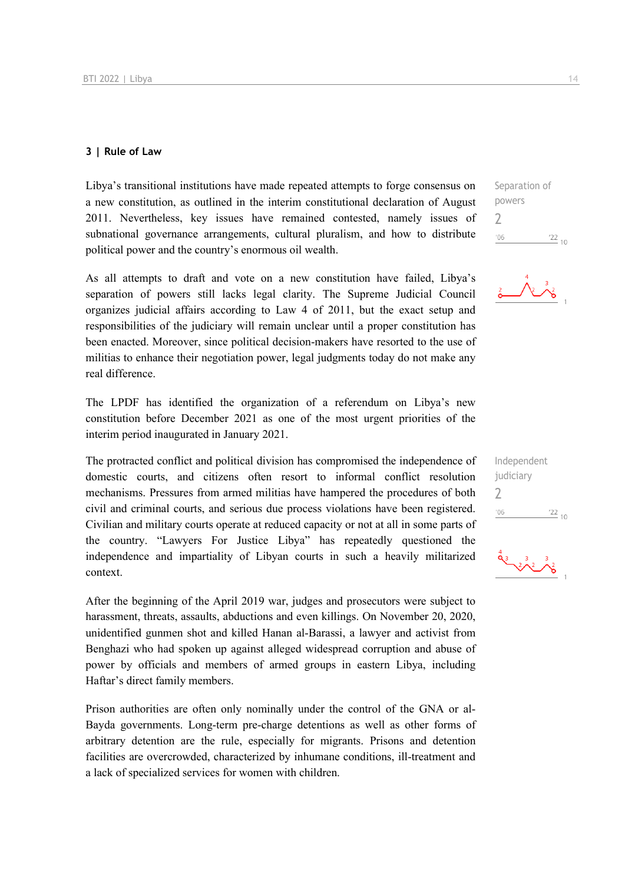## 3 | Rule of Law

Libya's transitional institutions have made repeated attempts to forge consensus on a new constitution, as outlined in the interim constitutional declaration of August 2011. Nevertheless, key issues have remained contested, namely issues of subnational governance arrangements, cultural pluralism, and how to distribute political power and the country's enormous oil wealth.

Separation of powers
2

As all attempts to draft and vote on a new constitution have failed, Libya's separation of powers still lacks legal clarity. The Supreme Judicial Council organizes judicial affairs according to Law 4 of 2011, but the exact setup and responsibilities of the judiciary will remain unclear until a proper constitution has been enacted. Moreover, since political decision-makers have resorted to the use of militias to enhance their negotiation power, legal judgments today do not make any real difference.

The LPDF has identified the organization of a referendum on Libya's new constitution before December 2021 as one of the most urgent priorities of the interim period inaugurated in January 2021.

The protracted conflict and political division has compromised the independence of domestic courts, and citizens often resort to informal conflict resolution mechanisms. Pressures from armed militias have hampered the procedures of both civil and criminal courts, and serious due process violations have been registered. Civilian and military courts operate at reduced capacity or not at all in some parts of the country. "Lawyers For Justice Libya" has repeatedly questioned the independence and impartiality of Libyan courts in such a heavily militarized context.

Independent judiciary
2

After the beginning of the April 2019 war, judges and prosecutors were subject to harassment, threats, assaults, abductions and even killings. On November 20, 2020, unidentified gunmen shot and killed Hanan al-Barassi, a lawyer and activist from Benghazi who had spoken up against alleged widespread corruption and abuse of power by officials and members of armed groups in eastern Libya, including Haftar's direct family members.

Prison authorities are often only nominally under the control of the GNA or al-Bayda governments. Long-term pre-charge detentions as well as other forms of arbitrary detention are the rule, especially for migrants. Prisons and detention facilities are overcrowded, characterized by inhumane conditions, ill-treatment and a lack of specialized services for women with children.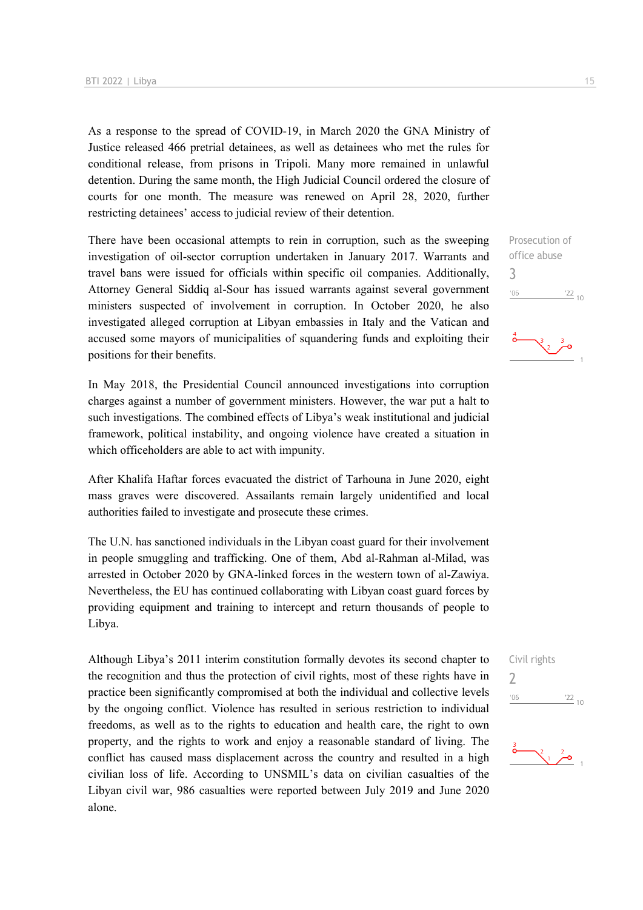As a response to the spread of COVID-19, in March 2020 the GNA Ministry of Justice released 466 pretrial detainees, as well as detainees who met the rules for conditional release, from prisons in Tripoli. Many more remained in unlawful detention. During the same month, the High Judicial Council ordered the closure of courts for one month. The measure was renewed on April 28, 2020, further restricting detainees' access to judicial review of their detention.

Prosecution of office abuse
3

There have been occasional attempts to rein in corruption, such as the sweeping investigation of oil-sector corruption undertaken in January 2017. Warrants and travel bans were issued for officials within specific oil companies. Additionally, Attorney General Siddiq al-Sour has issued warrants against several government ministers suspected of involvement in corruption. In October 2020, he also investigated alleged corruption at Libyan embassies in Italy and the Vatican and accused some mayors of municipalities of squandering funds and exploiting their positions for their benefits.

In May 2018, the Presidential Council announced investigations into corruption charges against a number of government ministers. However, the war put a halt to such investigations. The combined effects of Libya's weak institutional and judicial framework, political instability, and ongoing violence have created a situation in which officeholders are able to act with impunity.

After Khalifa Haftar forces evacuated the district of Tarhouna in June 2020, eight mass graves were discovered. Assailants remain largely unidentified and local authorities failed to investigate and prosecute these crimes.

The U.N. has sanctioned individuals in the Libyan coast guard for their involvement in people smuggling and trafficking. One of them, Abd al-Rahman al-Milad, was arrested in October 2020 by GNA-linked forces in the western town of al-Zawiya. Nevertheless, the EU has continued collaborating with Libyan coast guard forces by providing equipment and training to intercept and return thousands of people to Libya.

Civil rights
2

Although Libya's 2011 interim constitution formally devotes its second chapter to the recognition and thus the protection of civil rights, most of these rights have in practice been significantly compromised at both the individual and collective levels by the ongoing conflict. Violence has resulted in serious restriction to individual freedoms, as well as to the rights to education and health care, the right to own property, and the rights to work and enjoy a reasonable standard of living. The conflict has caused mass displacement across the country and resulted in a high civilian loss of life. According to UNSMIL's data on civilian casualties of the Libyan civil war, 986 casualties were reported between July 2019 and June 2020 alone.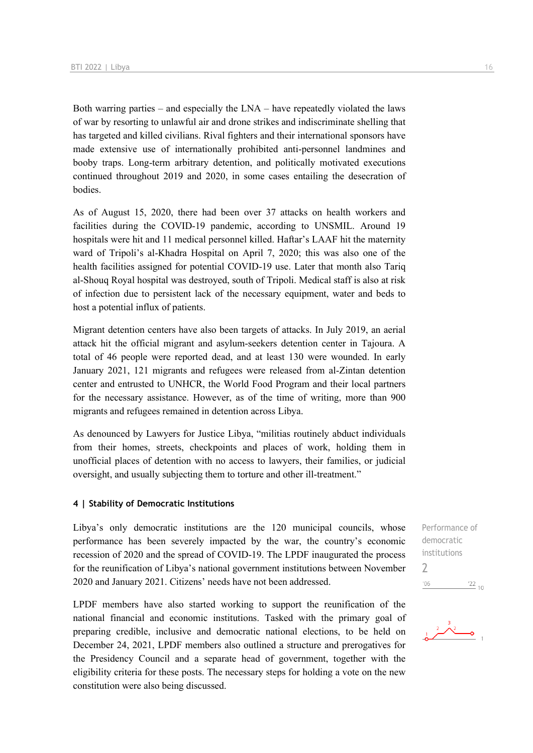Both warring parties – and especially the LNA – have repeatedly violated the laws of war by resorting to unlawful air and drone strikes and indiscriminate shelling that has targeted and killed civilians. Rival fighters and their international sponsors have made extensive use of internationally prohibited anti-personnel landmines and booby traps. Long-term arbitrary detention, and politically motivated executions continued throughout 2019 and 2020, in some cases entailing the desecration of bodies.

As of August 15, 2020, there had been over 37 attacks on health workers and facilities during the COVID-19 pandemic, according to UNSMIL. Around 19 hospitals were hit and 11 medical personnel killed. Haftar's LAAF hit the maternity ward of Tripoli's al-Khadra Hospital on April 7, 2020; this was also one of the health facilities assigned for potential COVID-19 use. Later that month also Tariq al-Shouq Royal hospital was destroyed, south of Tripoli. Medical staff is also at risk of infection due to persistent lack of the necessary equipment, water and beds to host a potential influx of patients.

Migrant detention centers have also been targets of attacks. In July 2019, an aerial attack hit the official migrant and asylum-seekers detention center in Tajoura. A total of 46 people were reported dead, and at least 130 were wounded. In early January 2021, 121 migrants and refugees were released from al-Zintan detention center and entrusted to UNHCR, the World Food Program and their local partners for the necessary assistance. However, as of the time of writing, more than 900 migrants and refugees remained in detention across Libya.

As denounced by Lawyers for Justice Libya, "militias routinely abduct individuals from their homes, streets, checkpoints and places of work, holding them in unofficial places of detention with no access to lawyers, their families, or judicial oversight, and usually subjecting them to torture and other ill-treatment."

## 4 | Stability of Democratic Institutions

Performance of democratic institutions

2

'06 '22 10

1

Libya's only democratic institutions are the 120 municipal councils, whose performance has been severely impacted by the war, the country's economic recession of 2020 and the spread of COVID-19. The LPDF inaugurated the process for the reunification of Libya's national government institutions between November 2020 and January 2021. Citizens' needs have not been addressed.

LPDF members have also started working to support the reunification of the national financial and economic institutions. Tasked with the primary goal of preparing credible, inclusive and democratic national elections, to be held on December 24, 2021, LPDF members also outlined a structure and prerogatives for the Presidency Council and a separate head of government, together with the eligibility criteria for these posts. The necessary steps for holding a vote on the new constitution were also being discussed.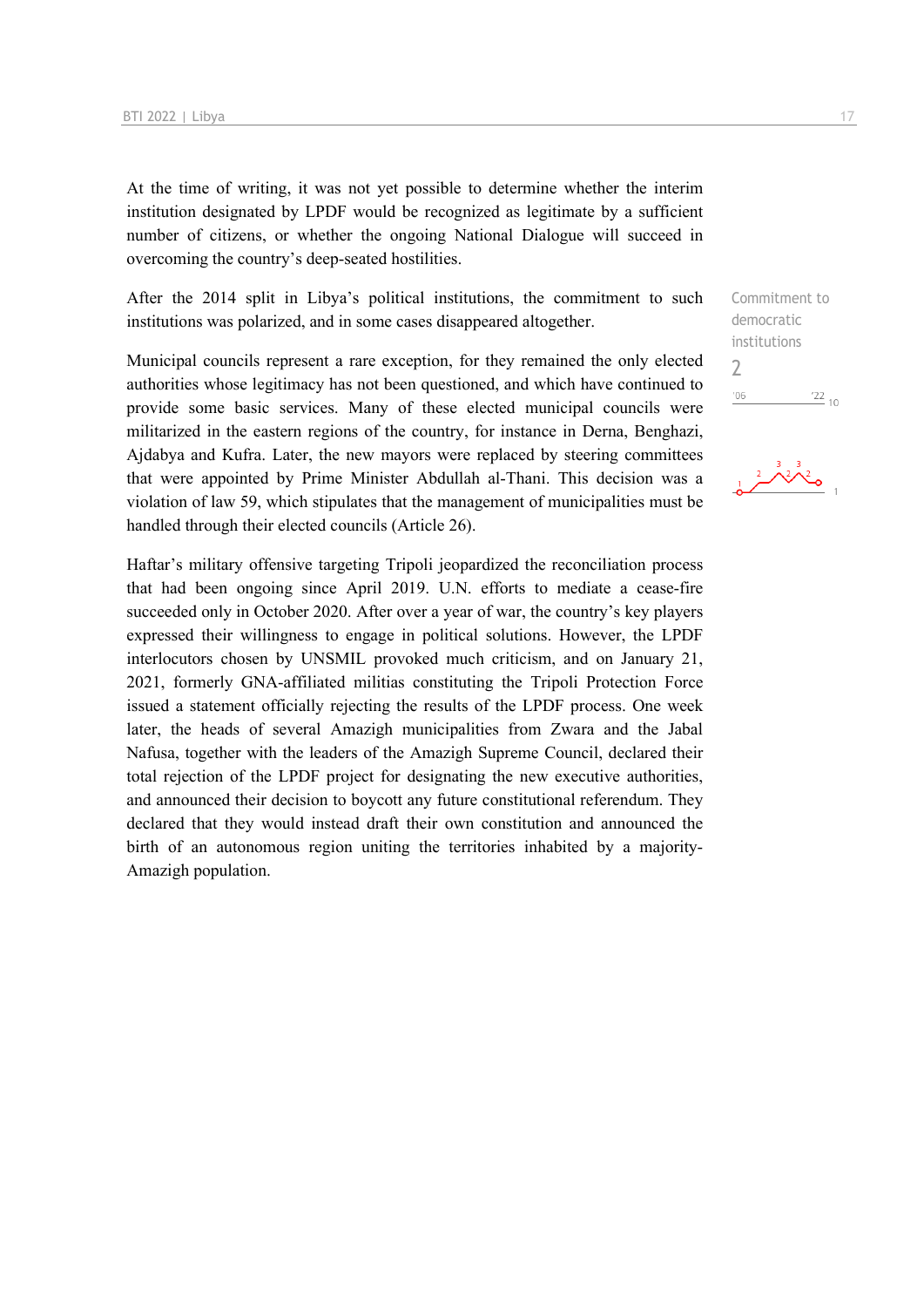At the time of writing, it was not yet possible to determine whether the interim institution designated by LPDF would be recognized as legitimate by a sufficient number of citizens, or whether the ongoing National Dialogue will succeed in overcoming the country's deep-seated hostilities.

After the 2014 split in Libya's political institutions, the commitment to such institutions was polarized, and in some cases disappeared altogether.

Commitment to democratic institutions
2

Municipal councils represent a rare exception, for they remained the only elected authorities whose legitimacy has not been questioned, and which have continued to provide some basic services. Many of these elected municipal councils were militarized in the eastern regions of the country, for instance in Derna, Benghazi, Ajdabya and Kufra. Later, the new mayors were replaced by steering committees that were appointed by Prime Minister Abdullah al-Thani. This decision was a violation of law 59, which stipulates that the management of municipalities must be handled through their elected councils (Article 26).

Haftar's military offensive targeting Tripoli jeopardized the reconciliation process that had been ongoing since April 2019. U.N. efforts to mediate a cease-fire succeeded only in October 2020. After over a year of war, the country's key players expressed their willingness to engage in political solutions. However, the LPDF interlocutors chosen by UNSMIL provoked much criticism, and on January 21, 2021, formerly GNA-affiliated militias constituting the Tripoli Protection Force issued a statement officially rejecting the results of the LPDF process. One week later, the heads of several Amazigh municipalities from Zwara and the Jabal Nafusa, together with the leaders of the Amazigh Supreme Council, declared their total rejection of the LPDF project for designating the new executive authorities, and announced their decision to boycott any future constitutional referendum. They declared that they would instead draft their own constitution and announced the birth of an autonomous region uniting the territories inhabited by a majority-Amazigh population.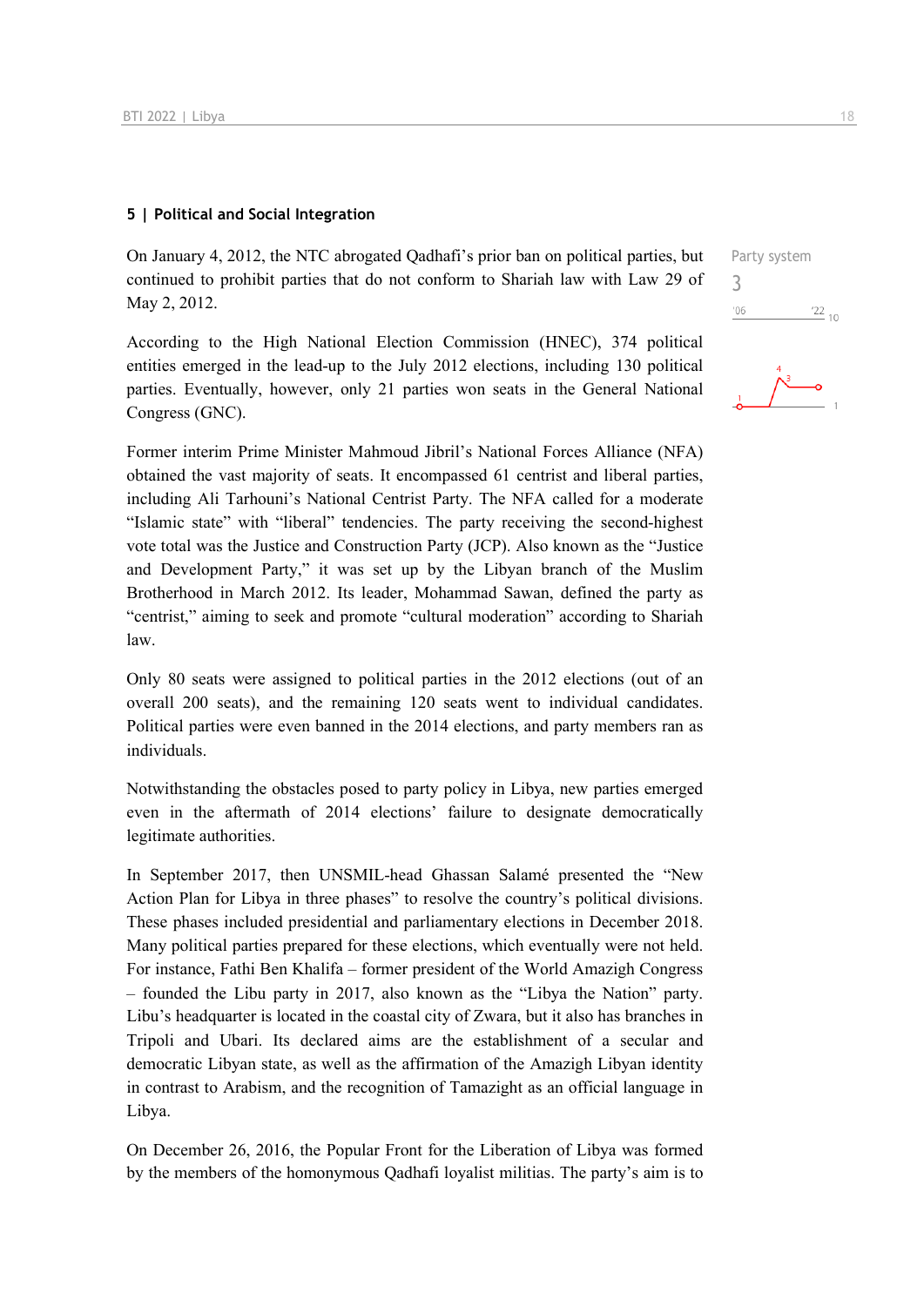## 5 | Political and Social Integration

Party system

3

On January 4, 2012, the NTC abrogated Qadhafi's prior ban on political parties, but continued to prohibit parties that do not conform to Shariah law with Law 29 of May 2, 2012.

According to the High National Election Commission (HNEC), 374 political entities emerged in the lead-up to the July 2012 elections, including 130 political parties. Eventually, however, only 21 parties won seats in the General National Congress (GNC).

Former interim Prime Minister Mahmoud Jibril's National Forces Alliance (NFA) obtained the vast majority of seats. It encompassed 61 centrist and liberal parties, including Ali Tarhouni's National Centrist Party. The NFA called for a moderate "Islamic state" with "liberal" tendencies. The party receiving the second-highest vote total was the Justice and Construction Party (JCP). Also known as the "Justice and Development Party," it was set up by the Libyan branch of the Muslim Brotherhood in March 2012. Its leader, Mohammad Sawan, defined the party as "centrist," aiming to seek and promote "cultural moderation" according to Shariah law.

Only 80 seats were assigned to political parties in the 2012 elections (out of an overall 200 seats), and the remaining 120 seats went to individual candidates. Political parties were even banned in the 2014 elections, and party members ran as individuals.

Notwithstanding the obstacles posed to party policy in Libya, new parties emerged even in the aftermath of 2014 elections' failure to designate democratically legitimate authorities.

In September 2017, then UNSMIL-head Ghassan Salamé presented the "New Action Plan for Libya in three phases" to resolve the country's political divisions. These phases included presidential and parliamentary elections in December 2018. Many political parties prepared for these elections, which eventually were not held. For instance, Fathi Ben Khalifa – former president of the World Amazigh Congress – founded the Libu party in 2017, also known as the "Libya the Nation" party. Libu's headquarter is located in the coastal city of Zwara, but it also has branches in Tripoli and Ubari. Its declared aims are the establishment of a secular and democratic Libyan state, as well as the affirmation of the Amazigh Libyan identity in contrast to Arabism, and the recognition of Tamazight as an official language in Libya.

On December 26, 2016, the Popular Front for the Liberation of Libya was formed by the members of the homonymous Qadhafi loyalist militias. The party's aim is to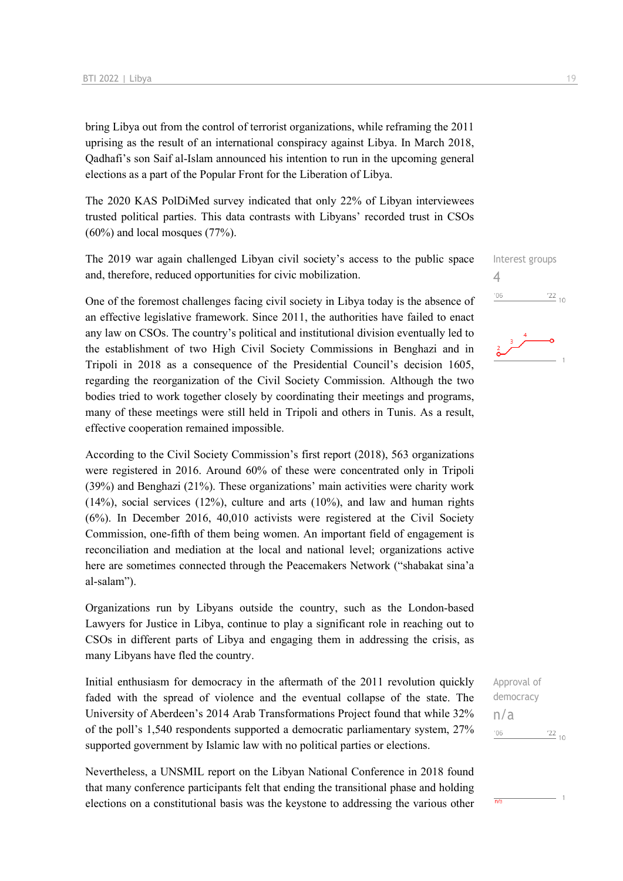bring Libya out from the control of terrorist organizations, while reframing the 2011 uprising as the result of an international conspiracy against Libya. In March 2018, Qadhafi's son Saif al-Islam announced his intention to run in the upcoming general elections as a part of the Popular Front for the Liberation of Libya.

The 2020 KAS PolDiMed survey indicated that only 22% of Libyan interviewees trusted political parties. This data contrasts with Libyans' recorded trust in CSOs (60%) and local mosques (77%).

Interest groups
4

The 2019 war again challenged Libyan civil society's access to the public space and, therefore, reduced opportunities for civic mobilization.

One of the foremost challenges facing civil society in Libya today is the absence of an effective legislative framework. Since 2011, the authorities have failed to enact any law on CSOs. The country's political and institutional division eventually led to the establishment of two High Civil Society Commissions in Benghazi and in Tripoli in 2018 as a consequence of the Presidential Council's decision 1605, regarding the reorganization of the Civil Society Commission. Although the two bodies tried to work together closely by coordinating their meetings and programs, many of these meetings were still held in Tripoli and others in Tunis. As a result, effective cooperation remained impossible.

According to the Civil Society Commission's first report (2018), 563 organizations were registered in 2016. Around 60% of these were concentrated only in Tripoli (39%) and Benghazi (21%). These organizations' main activities were charity work (14%), social services (12%), culture and arts (10%), and law and human rights (6%). In December 2016, 40,010 activists were registered at the Civil Society Commission, one-fifth of them being women. An important field of engagement is reconciliation and mediation at the local and national level; organizations active here are sometimes connected through the Peacemakers Network ("shabakat sina'a al-salam").

Organizations run by Libyans outside the country, such as the London-based Lawyers for Justice in Libya, continue to play a significant role in reaching out to CSOs in different parts of Libya and engaging them in addressing the crisis, as many Libyans have fled the country.

Approval of democracy
n/a

Initial enthusiasm for democracy in the aftermath of the 2011 revolution quickly faded with the spread of violence and the eventual collapse of the state. The University of Aberdeen's 2014 Arab Transformations Project found that while 32% of the poll's 1,540 respondents supported a democratic parliamentary system, 27% supported government by Islamic law with no political parties or elections.

Nevertheless, a UNSMIL report on the Libyan National Conference in 2018 found that many conference participants felt that ending the transitional phase and holding elections on a constitutional basis was the keystone to addressing the various other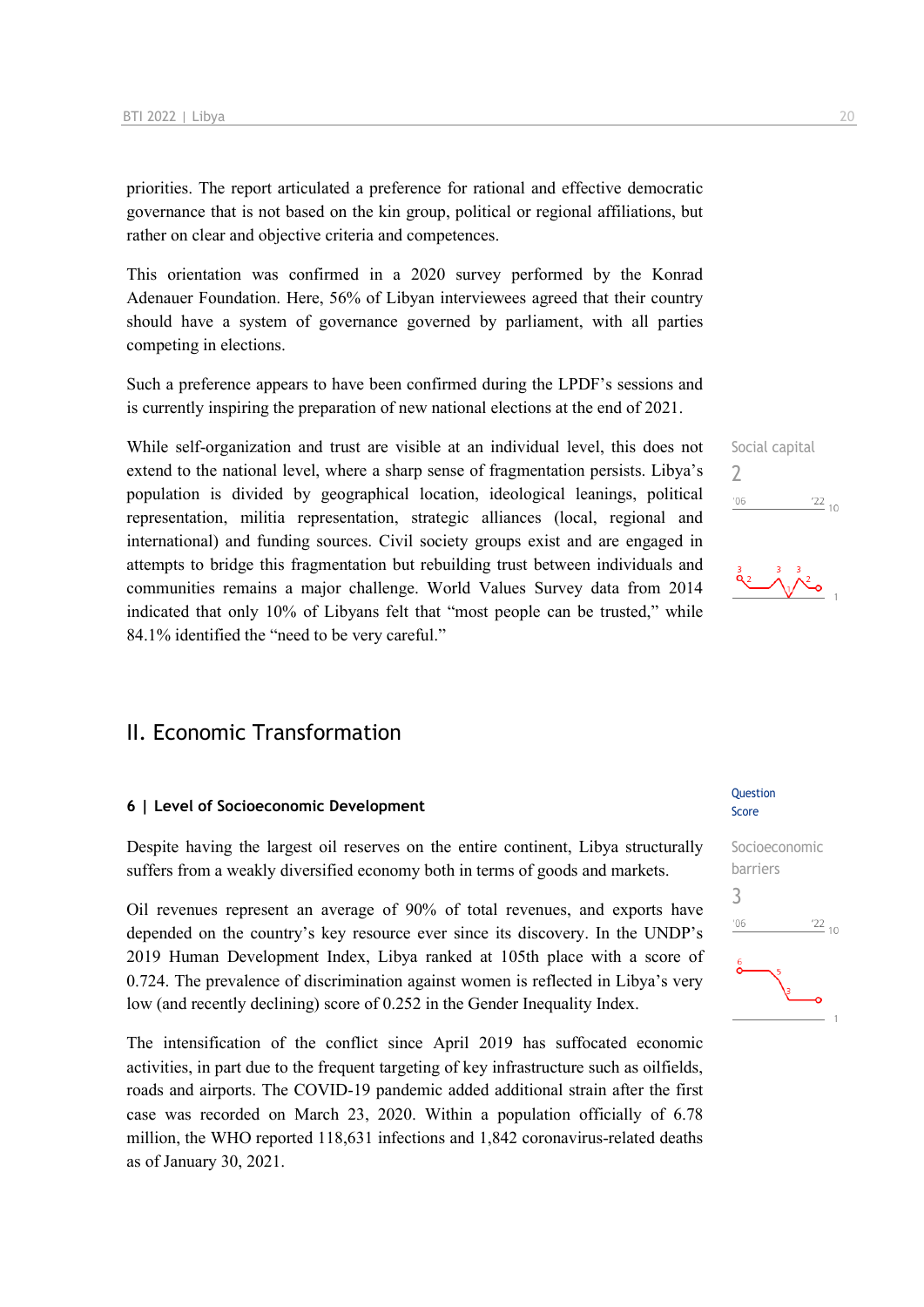priorities. The report articulated a preference for rational and effective democratic governance that is not based on the kin group, political or regional affiliations, but rather on clear and objective criteria and competences.

This orientation was confirmed in a 2020 survey performed by the Konrad Adenauer Foundation. Here, 56% of Libyan interviewees agreed that their country should have a system of governance governed by parliament, with all parties competing in elections.

Such a preference appears to have been confirmed during the LPDF's sessions and is currently inspiring the preparation of new national elections at the end of 2021.

Social capital
2

While self-organization and trust are visible at an individual level, this does not extend to the national level, where a sharp sense of fragmentation persists. Libya's population is divided by geographical location, ideological leanings, political representation, militia representation, strategic alliances (local, regional and international) and funding sources. Civil society groups exist and are engaged in attempts to bridge this fragmentation but rebuilding trust between individuals and communities remains a major challenge. World Values Survey data from 2014 indicated that only 10% of Libyans felt that "most people can be trusted," while 84.1% identified the "need to be very careful."

# II. Economic Transformation

## 6 | Level of Socioeconomic Development

Question Score

Socioeconomic barriers
3

Despite having the largest oil reserves on the entire continent, Libya structurally suffers from a weakly diversified economy both in terms of goods and markets.

Oil revenues represent an average of 90% of total revenues, and exports have depended on the country's key resource ever since its discovery. In the UNDP's 2019 Human Development Index, Libya ranked at 105th place with a score of 0.724. The prevalence of discrimination against women is reflected in Libya's very low (and recently declining) score of 0.252 in the Gender Inequality Index.

The intensification of the conflict since April 2019 has suffocated economic activities, in part due to the frequent targeting of key infrastructure such as oilfields, roads and airports. The COVID-19 pandemic added additional strain after the first case was recorded on March 23, 2020. Within a population officially of 6.78 million, the WHO reported 118,631 infections and 1,842 coronavirus-related deaths as of January 30, 2021.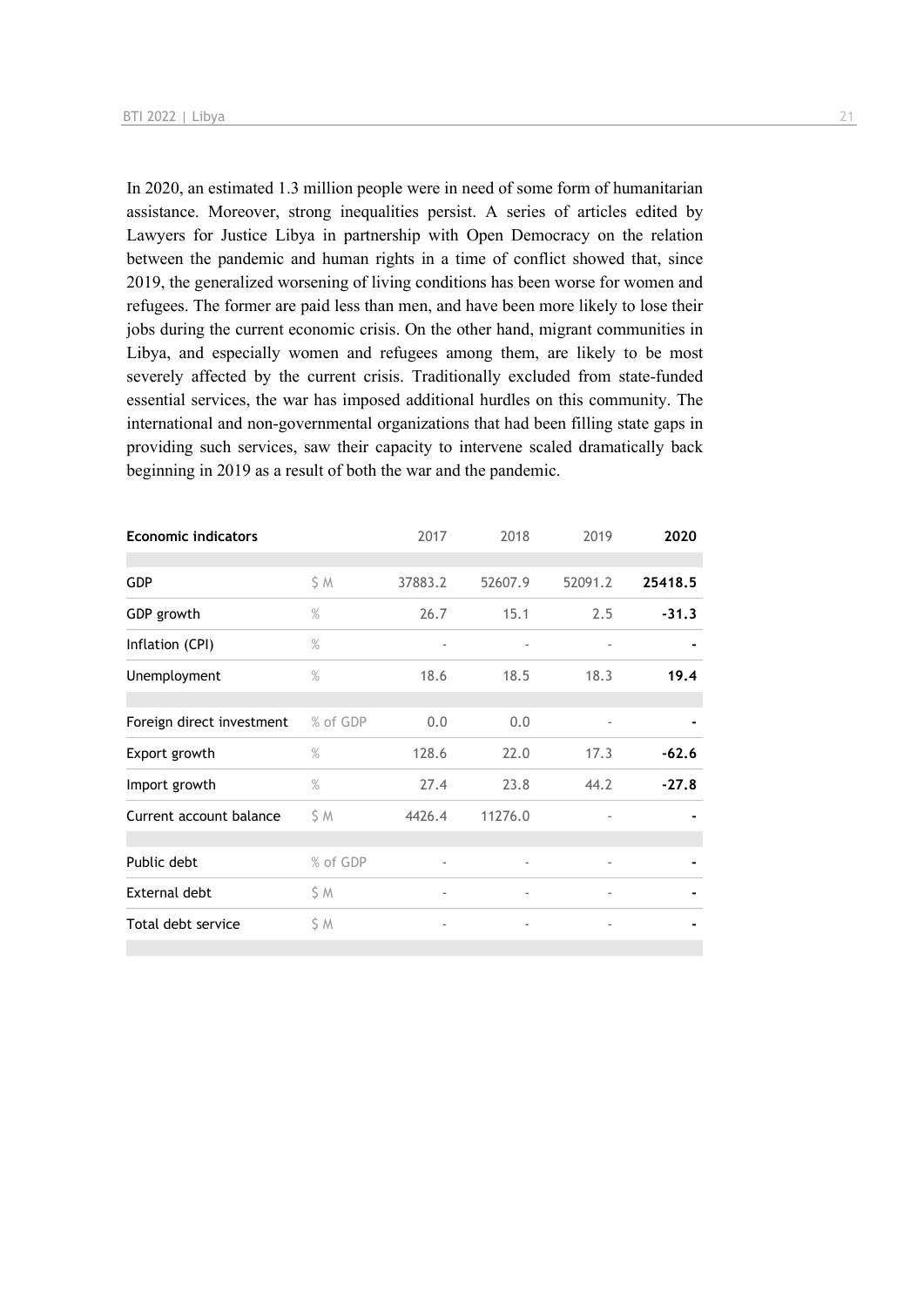In 2020, an estimated 1.3 million people were in need of some form of humanitarian assistance. Moreover, strong inequalities persist. A series of articles edited by Lawyers for Justice Libya in partnership with Open Democracy on the relation between the pandemic and human rights in a time of conflict showed that, since 2019, the generalized worsening of living conditions has been worse for women and refugees. The former are paid less than men, and have been more likely to lose their jobs during the current economic crisis. On the other hand, migrant communities in Libya, and especially women and refugees among them, are likely to be most severely affected by the current crisis. Traditionally excluded from state-funded essential services, the war has imposed additional hurdles on this community. The international and non-governmental organizations that had been filling state gaps in providing such services, saw their capacity to intervene scaled dramatically back beginning in 2019 as a result of both the war and the pandemic.

| **Economic indicators** | | 2017 | 2018 | 2019 | **2020** |
|---|---|---|---|---|---|
| GDP | $ M | 37883.2 | 52607.9 | 52091.2 | **25418.5** |
| GDP growth | % | 26.7 | 15.1 | 2.5 | **-31.3** |
| Inflation (CPI) | % | - | - | - | **-** |
| Unemployment | % | 18.6 | 18.5 | 18.3 | **19.4** |
| Foreign direct investment | % of GDP | 0.0 | 0.0 | - | **-** |
| Export growth | % | 128.6 | 22.0 | 17.3 | **-62.6** |
| Import growth | % | 27.4 | 23.8 | 44.2 | **-27.8** |
| Current account balance | $ M | 4426.4 | 11276.0 | - | **-** |
| Public debt | % of GDP | - | - | - | **-** |
| External debt | $ M | - | - | - | **-** |
| Total debt service | $ M | - | - | - | **-** |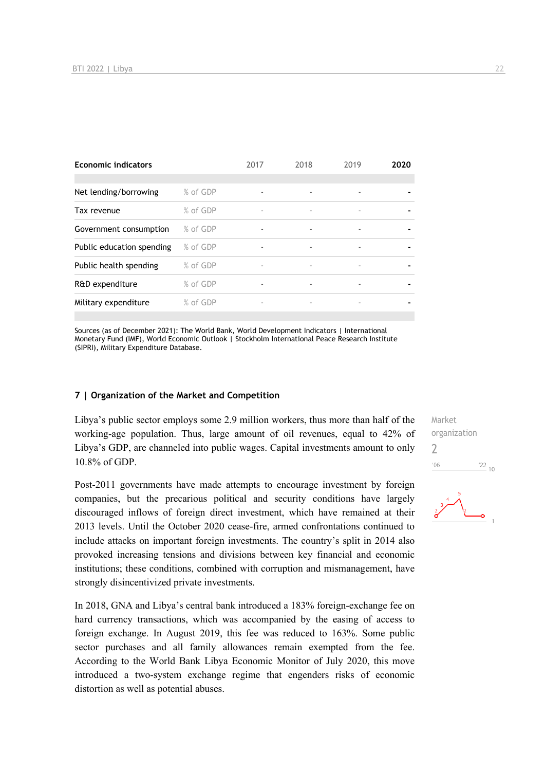| Economic indicators | | 2017 | 2018 | 2019 | 2020 |
|---|---|---|---|---|---|
| Net lending/borrowing | % of GDP | - | - | - | - |
| Tax revenue | % of GDP | - | - | - | - |
| Government consumption | % of GDP | - | - | - | - |
| Public education spending | % of GDP | - | - | - | - |
| Public health spending | % of GDP | - | - | - | - |
| R&D expenditure | % of GDP | - | - | - | - |
| Military expenditure | % of GDP | - | - | - | - |

Sources (as of December 2021): The World Bank, World Development Indicators | International Monetary Fund (IMF), World Economic Outlook | Stockholm International Peace Research Institute (SIPRI), Military Expenditure Database.

## 7 | Organization of the Market and Competition

Market organization
2

Libya's public sector employs some 2.9 million workers, thus more than half of the working-age population. Thus, large amount of oil revenues, equal to 42% of Libya's GDP, are channeled into public wages. Capital investments amount to only 10.8% of GDP.

Post-2011 governments have made attempts to encourage investment by foreign companies, but the precarious political and security conditions have largely discouraged inflows of foreign direct investment, which have remained at their 2013 levels. Until the October 2020 cease-fire, armed confrontations continued to include attacks on important foreign investments. The country's split in 2014 also provoked increasing tensions and divisions between key financial and economic institutions; these conditions, combined with corruption and mismanagement, have strongly disincentivized private investments.

In 2018, GNA and Libya's central bank introduced a 183% foreign-exchange fee on hard currency transactions, which was accompanied by the easing of access to foreign exchange. In August 2019, this fee was reduced to 163%. Some public sector purchases and all family allowances remain exempted from the fee. According to the World Bank Libya Economic Monitor of July 2020, this move introduced a two-system exchange regime that engenders risks of economic distortion as well as potential abuses.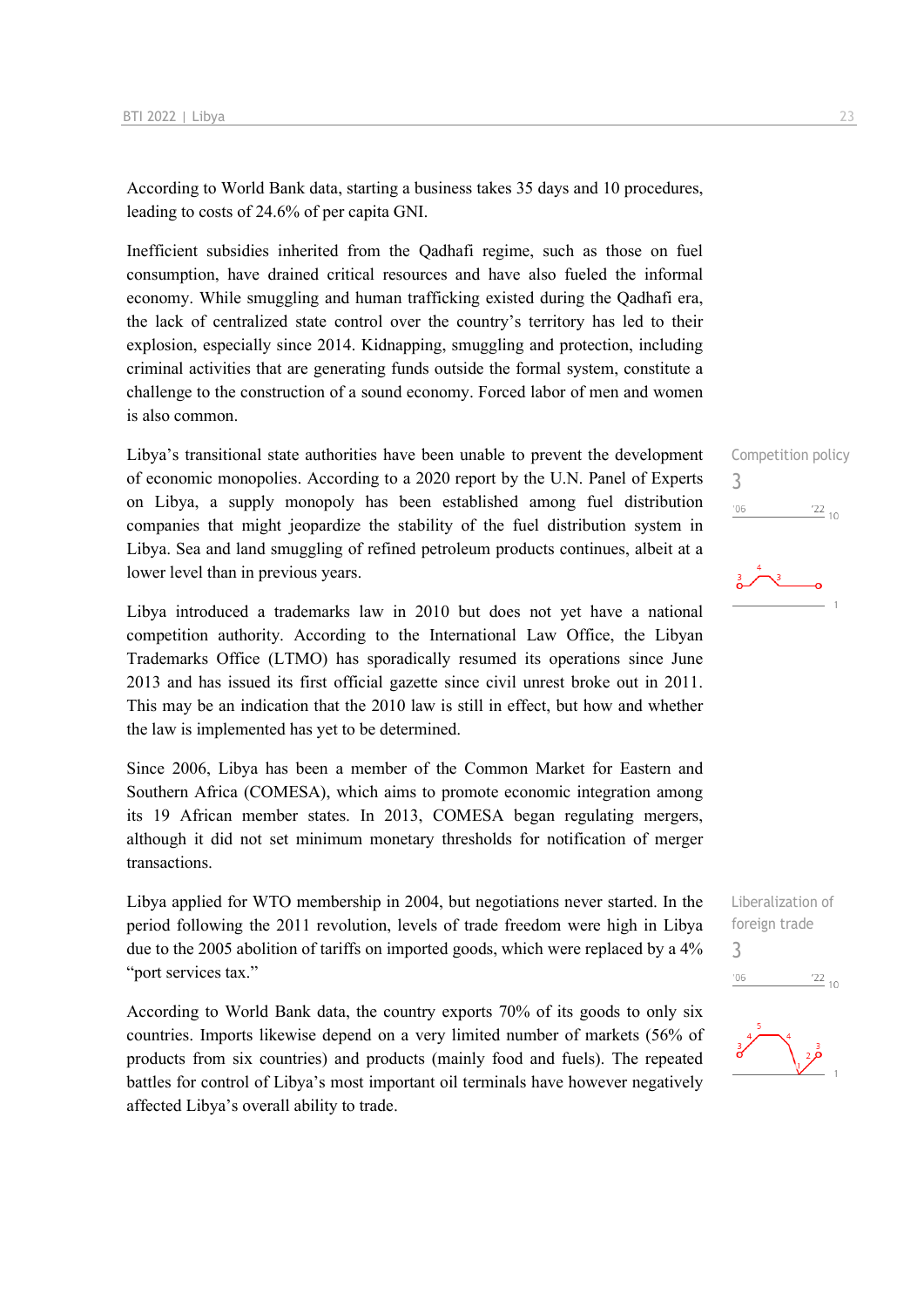According to World Bank data, starting a business takes 35 days and 10 procedures, leading to costs of 24.6% of per capita GNI.

Inefficient subsidies inherited from the Qadhafi regime, such as those on fuel consumption, have drained critical resources and have also fueled the informal economy. While smuggling and human trafficking existed during the Qadhafi era, the lack of centralized state control over the country's territory has led to their explosion, especially since 2014. Kidnapping, smuggling and protection, including criminal activities that are generating funds outside the formal system, constitute a challenge to the construction of a sound economy. Forced labor of men and women is also common.

Competition policy
3

Libya's transitional state authorities have been unable to prevent the development of economic monopolies. According to a 2020 report by the U.N. Panel of Experts on Libya, a supply monopoly has been established among fuel distribution companies that might jeopardize the stability of the fuel distribution system in Libya. Sea and land smuggling of refined petroleum products continues, albeit at a lower level than in previous years.

Libya introduced a trademarks law in 2010 but does not yet have a national competition authority. According to the International Law Office, the Libyan Trademarks Office (LTMO) has sporadically resumed its operations since June 2013 and has issued its first official gazette since civil unrest broke out in 2011. This may be an indication that the 2010 law is still in effect, but how and whether the law is implemented has yet to be determined.

Since 2006, Libya has been a member of the Common Market for Eastern and Southern Africa (COMESA), which aims to promote economic integration among its 19 African member states. In 2013, COMESA began regulating mergers, although it did not set minimum monetary thresholds for notification of merger transactions.

Liberalization of foreign trade
3

Libya applied for WTO membership in 2004, but negotiations never started. In the period following the 2011 revolution, levels of trade freedom were high in Libya due to the 2005 abolition of tariffs on imported goods, which were replaced by a 4% "port services tax."

According to World Bank data, the country exports 70% of its goods to only six countries. Imports likewise depend on a very limited number of markets (56% of products from six countries) and products (mainly food and fuels). The repeated battles for control of Libya's most important oil terminals have however negatively affected Libya's overall ability to trade.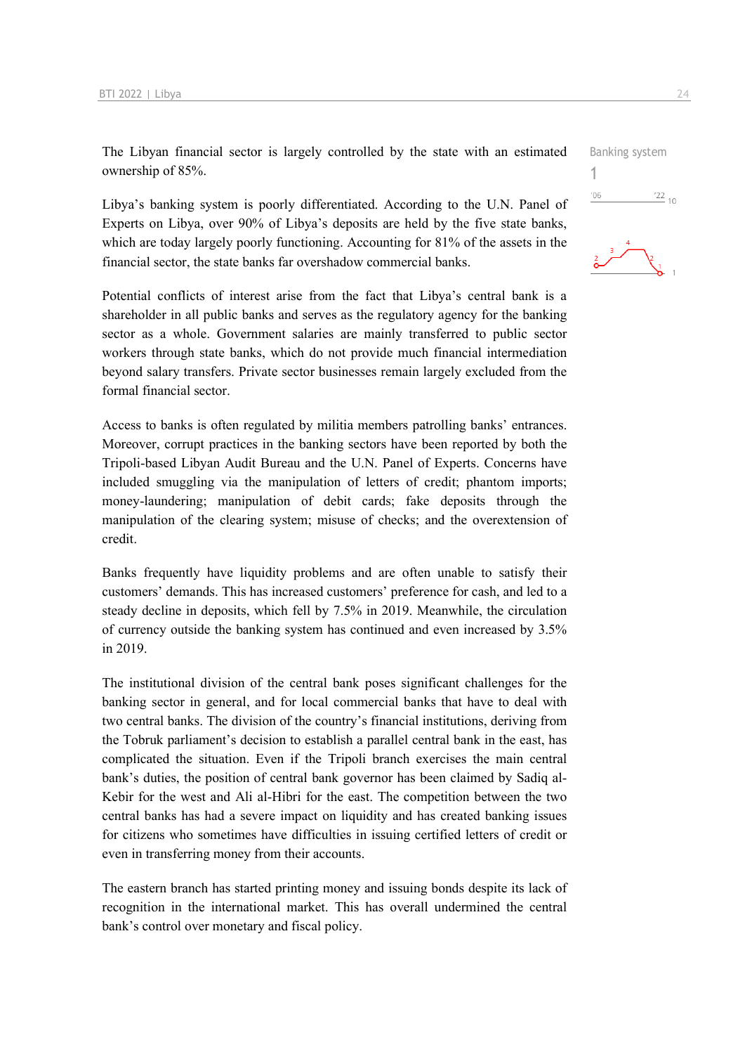The Libyan financial sector is largely controlled by the state with an estimated ownership of 85%.

Banking system

1

Libya's banking system is poorly differentiated. According to the U.N. Panel of Experts on Libya, over 90% of Libya's deposits are held by the five state banks, which are today largely poorly functioning. Accounting for 81% of the assets in the financial sector, the state banks far overshadow commercial banks.

Potential conflicts of interest arise from the fact that Libya's central bank is a shareholder in all public banks and serves as the regulatory agency for the banking sector as a whole. Government salaries are mainly transferred to public sector workers through state banks, which do not provide much financial intermediation beyond salary transfers. Private sector businesses remain largely excluded from the formal financial sector.

Access to banks is often regulated by militia members patrolling banks' entrances. Moreover, corrupt practices in the banking sectors have been reported by both the Tripoli-based Libyan Audit Bureau and the U.N. Panel of Experts. Concerns have included smuggling via the manipulation of letters of credit; phantom imports; money-laundering; manipulation of debit cards; fake deposits through the manipulation of the clearing system; misuse of checks; and the overextension of credit.

Banks frequently have liquidity problems and are often unable to satisfy their customers' demands. This has increased customers' preference for cash, and led to a steady decline in deposits, which fell by 7.5% in 2019. Meanwhile, the circulation of currency outside the banking system has continued and even increased by 3.5% in 2019.

The institutional division of the central bank poses significant challenges for the banking sector in general, and for local commercial banks that have to deal with two central banks. The division of the country's financial institutions, deriving from the Tobruk parliament's decision to establish a parallel central bank in the east, has complicated the situation. Even if the Tripoli branch exercises the main central bank's duties, the position of central bank governor has been claimed by Sadiq al-Kebir for the west and Ali al-Hibri for the east. The competition between the two central banks has had a severe impact on liquidity and has created banking issues for citizens who sometimes have difficulties in issuing certified letters of credit or even in transferring money from their accounts.

The eastern branch has started printing money and issuing bonds despite its lack of recognition in the international market. This has overall undermined the central bank's control over monetary and fiscal policy.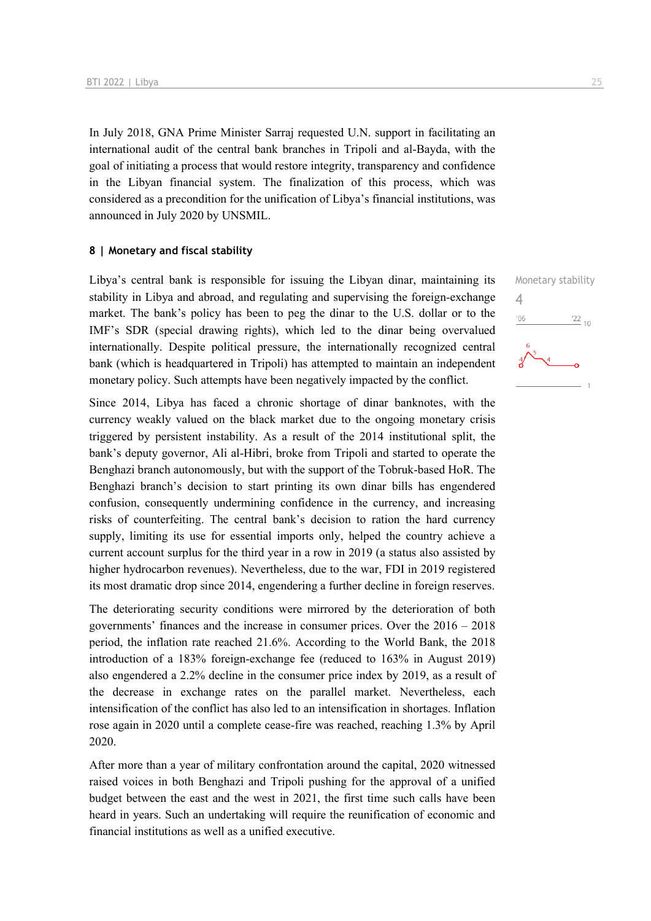In July 2018, GNA Prime Minister Sarraj requested U.N. support in facilitating an international audit of the central bank branches in Tripoli and al-Bayda, with the goal of initiating a process that would restore integrity, transparency and confidence in the Libyan financial system. The finalization of this process, which was considered as a precondition for the unification of Libya's financial institutions, was announced in July 2020 by UNSMIL.

### 8 | Monetary and fiscal stability

Monetary stability
4

Libya's central bank is responsible for issuing the Libyan dinar, maintaining its stability in Libya and abroad, and regulating and supervising the foreign-exchange market. The bank's policy has been to peg the dinar to the U.S. dollar or to the IMF's SDR (special drawing rights), which led to the dinar being overvalued internationally. Despite political pressure, the internationally recognized central bank (which is headquartered in Tripoli) has attempted to maintain an independent monetary policy. Such attempts have been negatively impacted by the conflict.

Since 2014, Libya has faced a chronic shortage of dinar banknotes, with the currency weakly valued on the black market due to the ongoing monetary crisis triggered by persistent instability. As a result of the 2014 institutional split, the bank's deputy governor, Ali al-Hibri, broke from Tripoli and started to operate the Benghazi branch autonomously, but with the support of the Tobruk-based HoR. The Benghazi branch's decision to start printing its own dinar bills has engendered confusion, consequently undermining confidence in the currency, and increasing risks of counterfeiting. The central bank's decision to ration the hard currency supply, limiting its use for essential imports only, helped the country achieve a current account surplus for the third year in a row in 2019 (a status also assisted by higher hydrocarbon revenues). Nevertheless, due to the war, FDI in 2019 registered its most dramatic drop since 2014, engendering a further decline in foreign reserves.

The deteriorating security conditions were mirrored by the deterioration of both governments' finances and the increase in consumer prices. Over the 2016 – 2018 period, the inflation rate reached 21.6%. According to the World Bank, the 2018 introduction of a 183% foreign-exchange fee (reduced to 163% in August 2019) also engendered a 2.2% decline in the consumer price index by 2019, as a result of the decrease in exchange rates on the parallel market. Nevertheless, each intensification of the conflict has also led to an intensification in shortages. Inflation rose again in 2020 until a complete cease-fire was reached, reaching 1.3% by April 2020.

After more than a year of military confrontation around the capital, 2020 witnessed raised voices in both Benghazi and Tripoli pushing for the approval of a unified budget between the east and the west in 2021, the first time such calls have been heard in years. Such an undertaking will require the reunification of economic and financial institutions as well as a unified executive.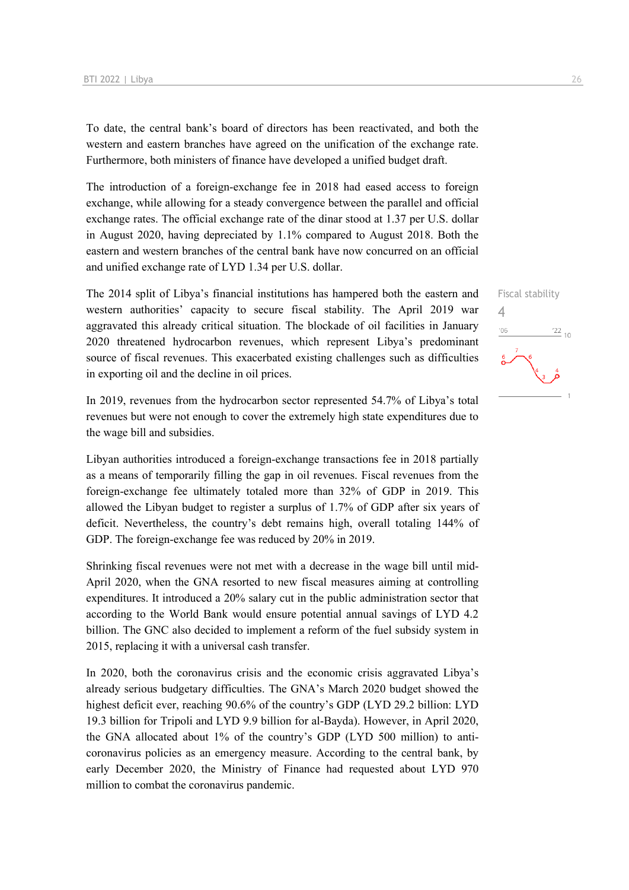To date, the central bank's board of directors has been reactivated, and both the western and eastern branches have agreed on the unification of the exchange rate. Furthermore, both ministers of finance have developed a unified budget draft.

The introduction of a foreign-exchange fee in 2018 had eased access to foreign exchange, while allowing for a steady convergence between the parallel and official exchange rates. The official exchange rate of the dinar stood at 1.37 per U.S. dollar in August 2020, having depreciated by 1.1% compared to August 2018. Both the eastern and western branches of the central bank have now concurred on an official and unified exchange rate of LYD 1.34 per U.S. dollar.

Fiscal stability
4

The 2014 split of Libya's financial institutions has hampered both the eastern and western authorities' capacity to secure fiscal stability. The April 2019 war aggravated this already critical situation. The blockade of oil facilities in January 2020 threatened hydrocarbon revenues, which represent Libya's predominant source of fiscal revenues. This exacerbated existing challenges such as difficulties in exporting oil and the decline in oil prices.

In 2019, revenues from the hydrocarbon sector represented 54.7% of Libya's total revenues but were not enough to cover the extremely high state expenditures due to the wage bill and subsidies.

Libyan authorities introduced a foreign-exchange transactions fee in 2018 partially as a means of temporarily filling the gap in oil revenues. Fiscal revenues from the foreign-exchange fee ultimately totaled more than 32% of GDP in 2019. This allowed the Libyan budget to register a surplus of 1.7% of GDP after six years of deficit. Nevertheless, the country's debt remains high, overall totaling 144% of GDP. The foreign-exchange fee was reduced by 20% in 2019.

Shrinking fiscal revenues were not met with a decrease in the wage bill until mid-April 2020, when the GNA resorted to new fiscal measures aiming at controlling expenditures. It introduced a 20% salary cut in the public administration sector that according to the World Bank would ensure potential annual savings of LYD 4.2 billion. The GNC also decided to implement a reform of the fuel subsidy system in 2015, replacing it with a universal cash transfer.

In 2020, both the coronavirus crisis and the economic crisis aggravated Libya's already serious budgetary difficulties. The GNA's March 2020 budget showed the highest deficit ever, reaching 90.6% of the country's GDP (LYD 29.2 billion: LYD 19.3 billion for Tripoli and LYD 9.9 billion for al-Bayda). However, in April 2020, the GNA allocated about 1% of the country's GDP (LYD 500 million) to anti-coronavirus policies as an emergency measure. According to the central bank, by early December 2020, the Ministry of Finance had requested about LYD 970 million to combat the coronavirus pandemic.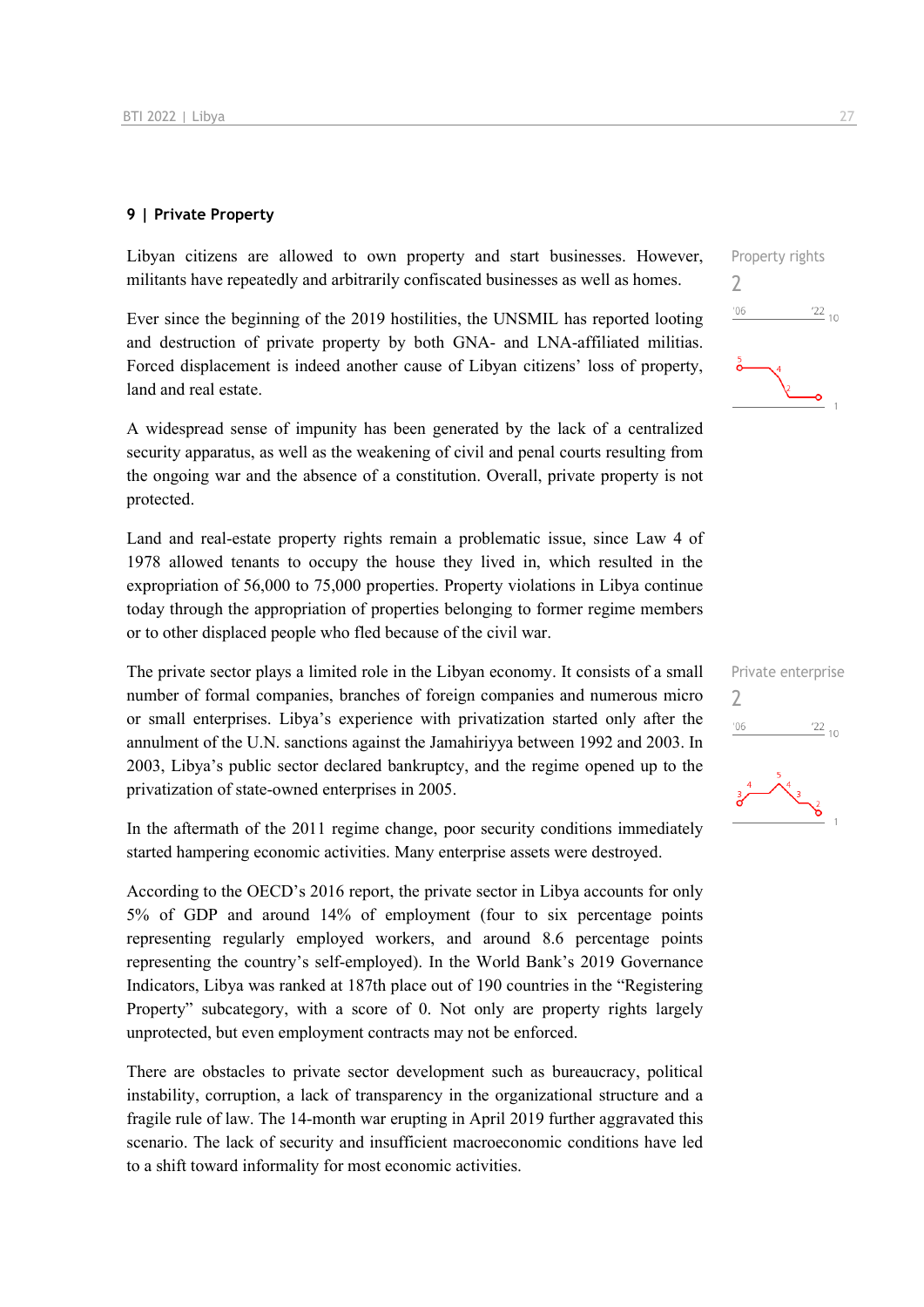## 9 | Private Property

Libyan citizens are allowed to own property and start businesses. However, militants have repeatedly and arbitrarily confiscated businesses as well as homes.

Property rights
2

Ever since the beginning of the 2019 hostilities, the UNSMIL has reported looting and destruction of private property by both GNA- and LNA-affiliated militias. Forced displacement is indeed another cause of Libyan citizens' loss of property, land and real estate.

A widespread sense of impunity has been generated by the lack of a centralized security apparatus, as well as the weakening of civil and penal courts resulting from the ongoing war and the absence of a constitution. Overall, private property is not protected.

Land and real-estate property rights remain a problematic issue, since Law 4 of 1978 allowed tenants to occupy the house they lived in, which resulted in the expropriation of 56,000 to 75,000 properties. Property violations in Libya continue today through the appropriation of properties belonging to former regime members or to other displaced people who fled because of the civil war.

The private sector plays a limited role in the Libyan economy. It consists of a small number of formal companies, branches of foreign companies and numerous micro or small enterprises. Libya's experience with privatization started only after the annulment of the U.N. sanctions against the Jamahiriyya between 1992 and 2003. In 2003, Libya's public sector declared bankruptcy, and the regime opened up to the privatization of state-owned enterprises in 2005.

Private enterprise
2

In the aftermath of the 2011 regime change, poor security conditions immediately started hampering economic activities. Many enterprise assets were destroyed.

According to the OECD's 2016 report, the private sector in Libya accounts for only 5% of GDP and around 14% of employment (four to six percentage points representing regularly employed workers, and around 8.6 percentage points representing the country's self-employed). In the World Bank's 2019 Governance Indicators, Libya was ranked at 187th place out of 190 countries in the "Registering Property" subcategory, with a score of 0. Not only are property rights largely unprotected, but even employment contracts may not be enforced.

There are obstacles to private sector development such as bureaucracy, political instability, corruption, a lack of transparency in the organizational structure and a fragile rule of law. The 14-month war erupting in April 2019 further aggravated this scenario. The lack of security and insufficient macroeconomic conditions have led to a shift toward informality for most economic activities.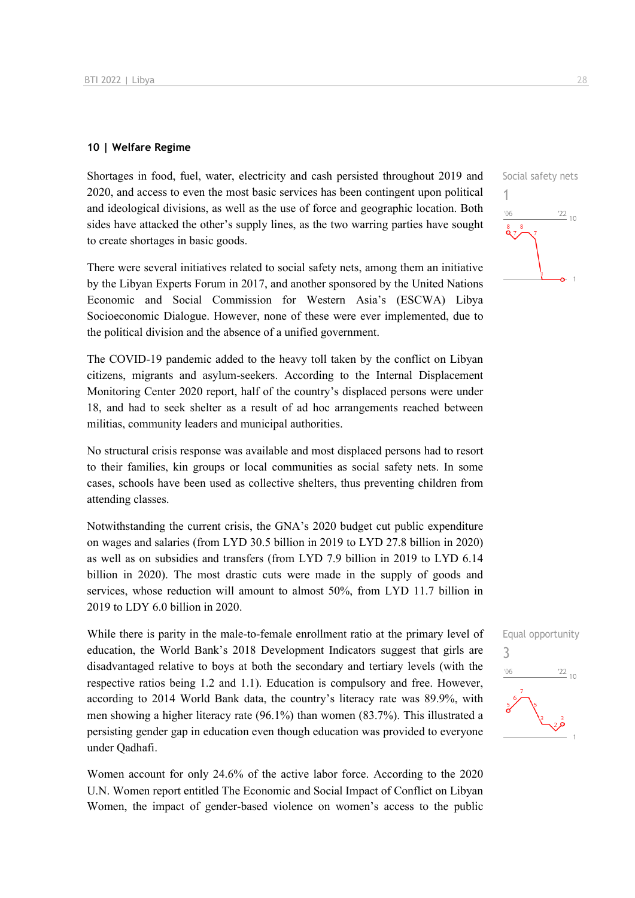## 10 | Welfare Regime

Social safety nets

1

Shortages in food, fuel, water, electricity and cash persisted throughout 2019 and 2020, and access to even the most basic services has been contingent upon political and ideological divisions, as well as the use of force and geographic location. Both sides have attacked the other's supply lines, as the two warring parties have sought to create shortages in basic goods.

There were several initiatives related to social safety nets, among them an initiative by the Libyan Experts Forum in 2017, and another sponsored by the United Nations Economic and Social Commission for Western Asia's (ESCWA) Libya Socioeconomic Dialogue. However, none of these were ever implemented, due to the political division and the absence of a unified government.

The COVID-19 pandemic added to the heavy toll taken by the conflict on Libyan citizens, migrants and asylum-seekers. According to the Internal Displacement Monitoring Center 2020 report, half of the country's displaced persons were under 18, and had to seek shelter as a result of ad hoc arrangements reached between militias, community leaders and municipal authorities.

No structural crisis response was available and most displaced persons had to resort to their families, kin groups or local communities as social safety nets. In some cases, schools have been used as collective shelters, thus preventing children from attending classes.

Notwithstanding the current crisis, the GNA's 2020 budget cut public expenditure on wages and salaries (from LYD 30.5 billion in 2019 to LYD 27.8 billion in 2020) as well as on subsidies and transfers (from LYD 7.9 billion in 2019 to LYD 6.14 billion in 2020). The most drastic cuts were made in the supply of goods and services, whose reduction will amount to almost 50%, from LYD 11.7 billion in 2019 to LDY 6.0 billion in 2020.

Equal opportunity

3

While there is parity in the male-to-female enrollment ratio at the primary level of education, the World Bank's 2018 Development Indicators suggest that girls are disadvantaged relative to boys at both the secondary and tertiary levels (with the respective ratios being 1.2 and 1.1). Education is compulsory and free. However, according to 2014 World Bank data, the country's literacy rate was 89.9%, with men showing a higher literacy rate (96.1%) than women (83.7%). This illustrated a persisting gender gap in education even though education was provided to everyone under Qadhafi.

Women account for only 24.6% of the active labor force. According to the 2020 U.N. Women report entitled The Economic and Social Impact of Conflict on Libyan Women, the impact of gender-based violence on women's access to the public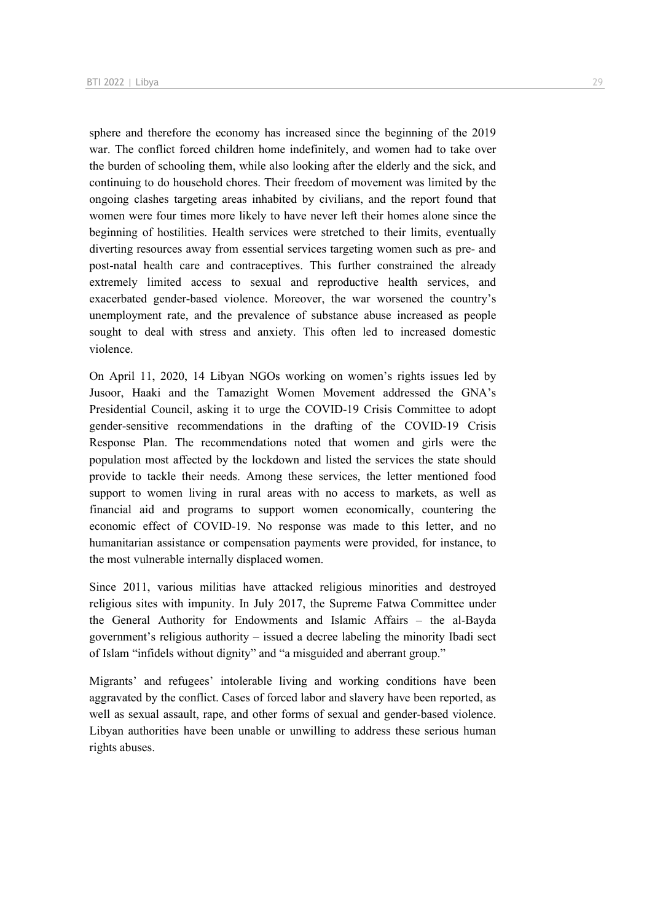sphere and therefore the economy has increased since the beginning of the 2019 war. The conflict forced children home indefinitely, and women had to take over the burden of schooling them, while also looking after the elderly and the sick, and continuing to do household chores. Their freedom of movement was limited by the ongoing clashes targeting areas inhabited by civilians, and the report found that women were four times more likely to have never left their homes alone since the beginning of hostilities. Health services were stretched to their limits, eventually diverting resources away from essential services targeting women such as pre- and post-natal health care and contraceptives. This further constrained the already extremely limited access to sexual and reproductive health services, and exacerbated gender-based violence. Moreover, the war worsened the country's unemployment rate, and the prevalence of substance abuse increased as people sought to deal with stress and anxiety. This often led to increased domestic violence.

On April 11, 2020, 14 Libyan NGOs working on women's rights issues led by Jusoor, Haaki and the Tamazight Women Movement addressed the GNA's Presidential Council, asking it to urge the COVID-19 Crisis Committee to adopt gender-sensitive recommendations in the drafting of the COVID-19 Crisis Response Plan. The recommendations noted that women and girls were the population most affected by the lockdown and listed the services the state should provide to tackle their needs. Among these services, the letter mentioned food support to women living in rural areas with no access to markets, as well as financial aid and programs to support women economically, countering the economic effect of COVID-19. No response was made to this letter, and no humanitarian assistance or compensation payments were provided, for instance, to the most vulnerable internally displaced women.

Since 2011, various militias have attacked religious minorities and destroyed religious sites with impunity. In July 2017, the Supreme Fatwa Committee under the General Authority for Endowments and Islamic Affairs – the al-Bayda government's religious authority – issued a decree labeling the minority Ibadi sect of Islam "infidels without dignity" and "a misguided and aberrant group."

Migrants' and refugees' intolerable living and working conditions have been aggravated by the conflict. Cases of forced labor and slavery have been reported, as well as sexual assault, rape, and other forms of sexual and gender-based violence. Libyan authorities have been unable or unwilling to address these serious human rights abuses.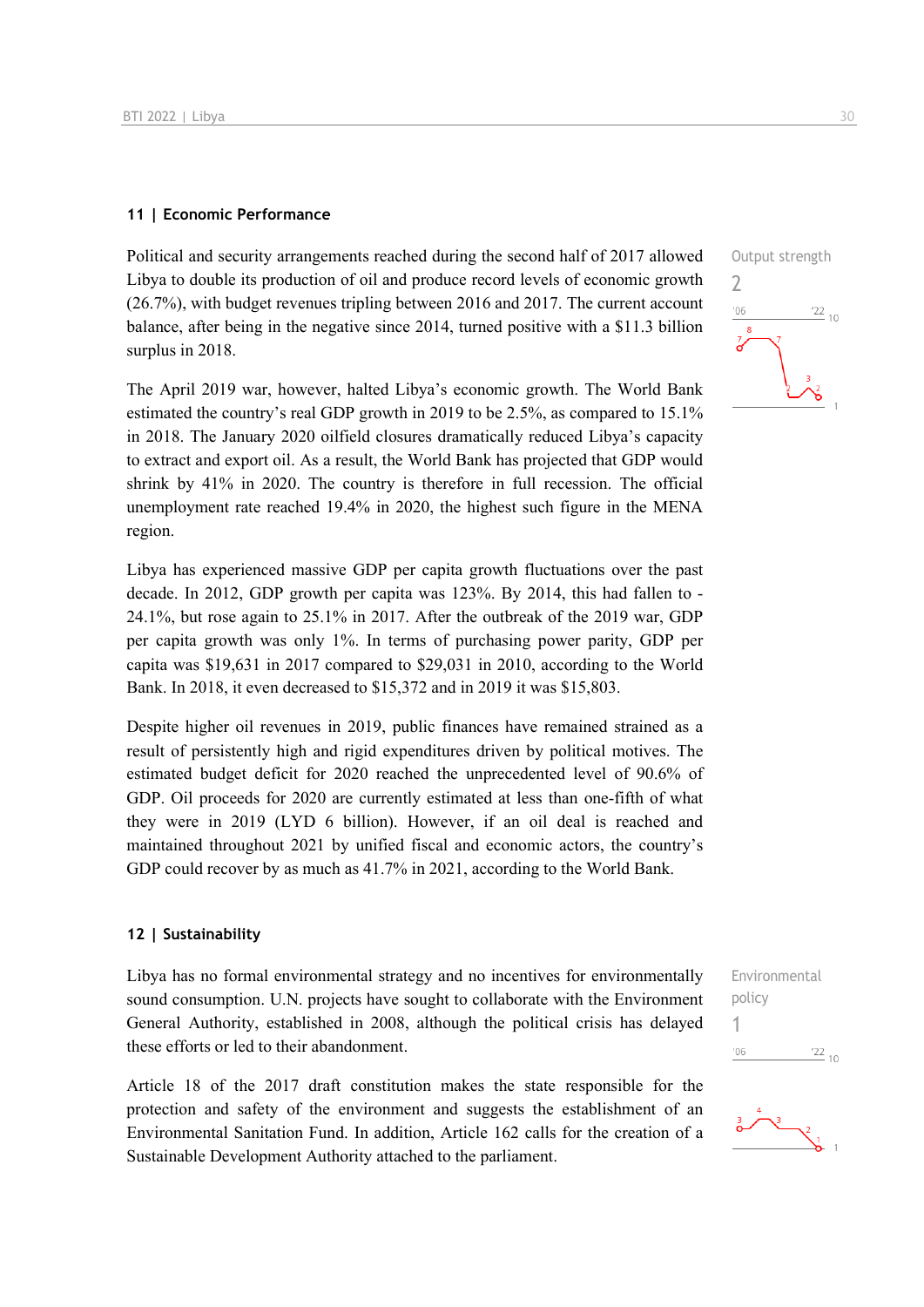## 11 | Economic Performance

Political and security arrangements reached during the second half of 2017 allowed Libya to double its production of oil and produce record levels of economic growth (26.7%), with budget revenues tripling between 2016 and 2017. The current account balance, after being in the negative since 2014, turned positive with a $11.3 billion surplus in 2018.

Output strength
2

The April 2019 war, however, halted Libya's economic growth. The World Bank estimated the country's real GDP growth in 2019 to be 2.5%, as compared to 15.1% in 2018. The January 2020 oilfield closures dramatically reduced Libya's capacity to extract and export oil. As a result, the World Bank has projected that GDP would shrink by 41% in 2020. The country is therefore in full recession. The official unemployment rate reached 19.4% in 2020, the highest such figure in the MENA region.

Libya has experienced massive GDP per capita growth fluctuations over the past decade. In 2012, GDP growth per capita was 123%. By 2014, this had fallen to -24.1%, but rose again to 25.1% in 2017. After the outbreak of the 2019 war, GDP per capita growth was only 1%. In terms of purchasing power parity, GDP per capita was $19,631 in 2017 compared to $29,031 in 2010, according to the World Bank. In 2018, it even decreased to $15,372 and in 2019 it was $15,803.

Despite higher oil revenues in 2019, public finances have remained strained as a result of persistently high and rigid expenditures driven by political motives. The estimated budget deficit for 2020 reached the unprecedented level of 90.6% of GDP. Oil proceeds for 2020 are currently estimated at less than one-fifth of what they were in 2019 (LYD 6 billion). However, if an oil deal is reached and maintained throughout 2021 by unified fiscal and economic actors, the country's GDP could recover by as much as 41.7% in 2021, according to the World Bank.

## 12 | Sustainability

Libya has no formal environmental strategy and no incentives for environmentally sound consumption. U.N. projects have sought to collaborate with the Environment General Authority, established in 2008, although the political crisis has delayed these efforts or led to their abandonment.

Environmental policy
1

Article 18 of the 2017 draft constitution makes the state responsible for the protection and safety of the environment and suggests the establishment of an Environmental Sanitation Fund. In addition, Article 162 calls for the creation of a Sustainable Development Authority attached to the parliament.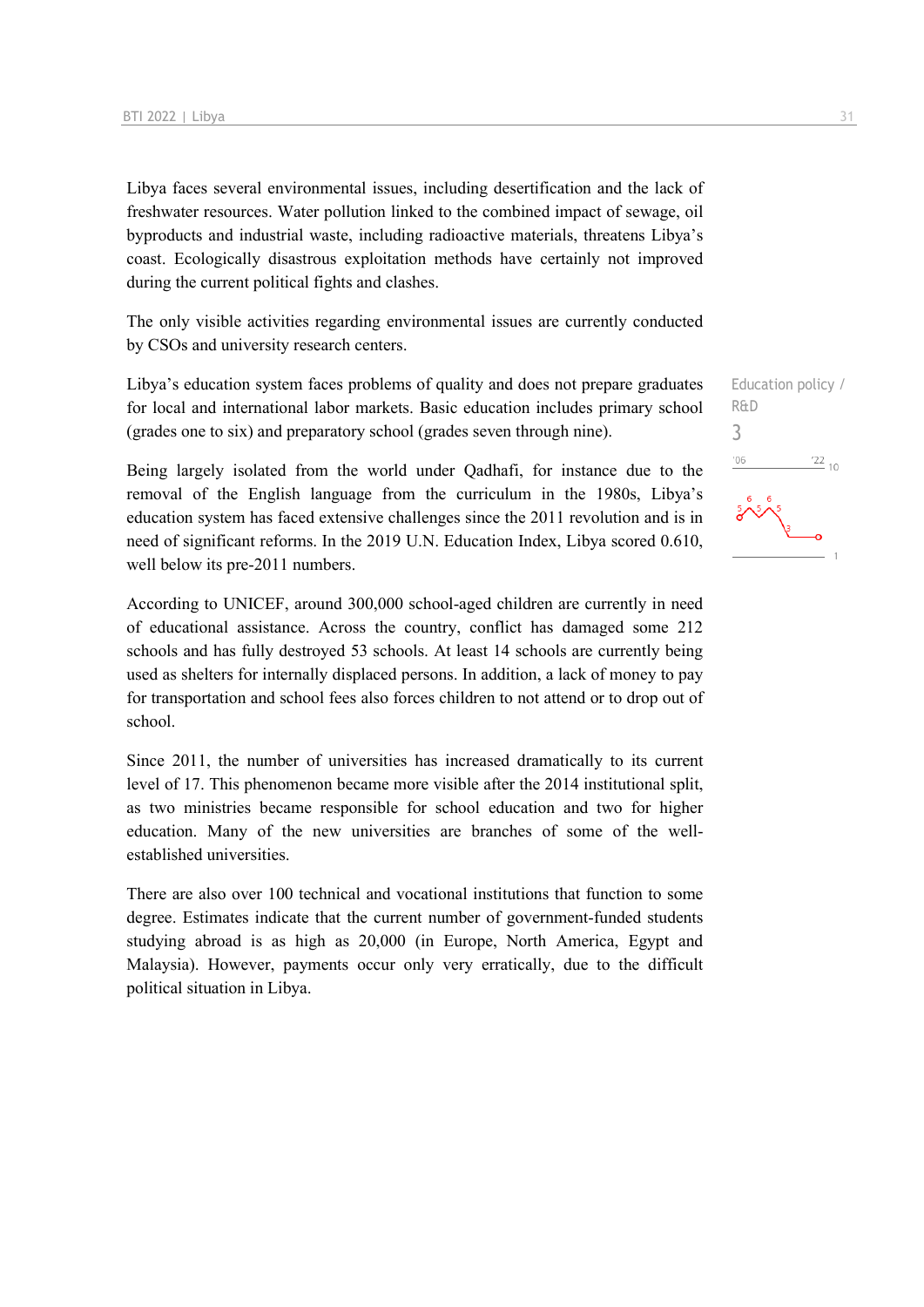Libya faces several environmental issues, including desertification and the lack of freshwater resources. Water pollution linked to the combined impact of sewage, oil byproducts and industrial waste, including radioactive materials, threatens Libya's coast. Ecologically disastrous exploitation methods have certainly not improved during the current political fights and clashes.

The only visible activities regarding environmental issues are currently conducted by CSOs and university research centers.

Education policy / R&D

3

Libya's education system faces problems of quality and does not prepare graduates for local and international labor markets. Basic education includes primary school (grades one to six) and preparatory school (grades seven through nine).

Being largely isolated from the world under Qadhafi, for instance due to the removal of the English language from the curriculum in the 1980s, Libya's education system has faced extensive challenges since the 2011 revolution and is in need of significant reforms. In the 2019 U.N. Education Index, Libya scored 0.610, well below its pre-2011 numbers.

According to UNICEF, around 300,000 school-aged children are currently in need of educational assistance. Across the country, conflict has damaged some 212 schools and has fully destroyed 53 schools. At least 14 schools are currently being used as shelters for internally displaced persons. In addition, a lack of money to pay for transportation and school fees also forces children to not attend or to drop out of school.

Since 2011, the number of universities has increased dramatically to its current level of 17. This phenomenon became more visible after the 2014 institutional split, as two ministries became responsible for school education and two for higher education. Many of the new universities are branches of some of the well-established universities.

There are also over 100 technical and vocational institutions that function to some degree. Estimates indicate that the current number of government-funded students studying abroad is as high as 20,000 (in Europe, North America, Egypt and Malaysia). However, payments occur only very erratically, due to the difficult political situation in Libya.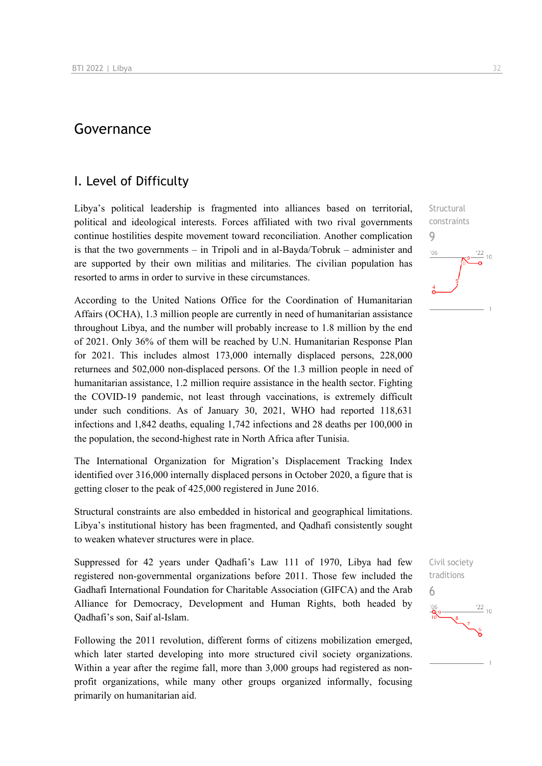# Governance

## I. Level of Difficulty

Structural constraints

9

Libya's political leadership is fragmented into alliances based on territorial, political and ideological interests. Forces affiliated with two rival governments continue hostilities despite movement toward reconciliation. Another complication is that the two governments – in Tripoli and in al-Bayda/Tobruk – administer and are supported by their own militias and militaries. The civilian population has resorted to arms in order to survive in these circumstances.

According to the United Nations Office for the Coordination of Humanitarian Affairs (OCHA), 1.3 million people are currently in need of humanitarian assistance throughout Libya, and the number will probably increase to 1.8 million by the end of 2021. Only 36% of them will be reached by U.N. Humanitarian Response Plan for 2021. This includes almost 173,000 internally displaced persons, 228,000 returnees and 502,000 non-displaced persons. Of the 1.3 million people in need of humanitarian assistance, 1.2 million require assistance in the health sector. Fighting the COVID-19 pandemic, not least through vaccinations, is extremely difficult under such conditions. As of January 30, 2021, WHO had reported 118,631 infections and 1,842 deaths, equaling 1,742 infections and 28 deaths per 100,000 in the population, the second-highest rate in North Africa after Tunisia.

The International Organization for Migration's Displacement Tracking Index identified over 316,000 internally displaced persons in October 2020, a figure that is getting closer to the peak of 425,000 registered in June 2016.

Structural constraints are also embedded in historical and geographical limitations. Libya's institutional history has been fragmented, and Qadhafi consistently sought to weaken whatever structures were in place.

Civil society traditions

6

Suppressed for 42 years under Qadhafi's Law 111 of 1970, Libya had few registered non-governmental organizations before 2011. Those few included the Gadhafi International Foundation for Charitable Association (GIFCA) and the Arab Alliance for Democracy, Development and Human Rights, both headed by Qadhafi's son, Saif al-Islam.

Following the 2011 revolution, different forms of citizens mobilization emerged, which later started developing into more structured civil society organizations. Within a year after the regime fall, more than 3,000 groups had registered as non-profit organizations, while many other groups organized informally, focusing primarily on humanitarian aid.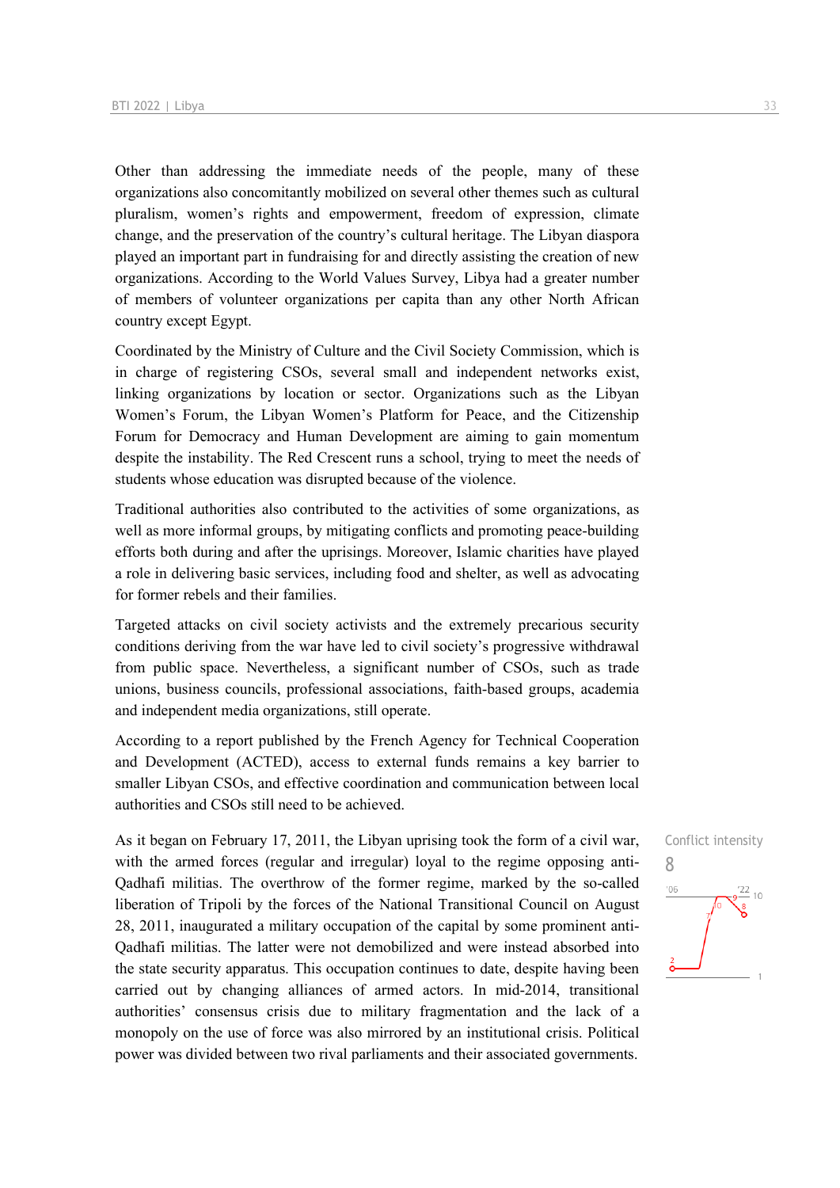Other than addressing the immediate needs of the people, many of these organizations also concomitantly mobilized on several other themes such as cultural pluralism, women's rights and empowerment, freedom of expression, climate change, and the preservation of the country's cultural heritage. The Libyan diaspora played an important part in fundraising for and directly assisting the creation of new organizations. According to the World Values Survey, Libya had a greater number of members of volunteer organizations per capita than any other North African country except Egypt.

Coordinated by the Ministry of Culture and the Civil Society Commission, which is in charge of registering CSOs, several small and independent networks exist, linking organizations by location or sector. Organizations such as the Libyan Women's Forum, the Libyan Women's Platform for Peace, and the Citizenship Forum for Democracy and Human Development are aiming to gain momentum despite the instability. The Red Crescent runs a school, trying to meet the needs of students whose education was disrupted because of the violence.

Traditional authorities also contributed to the activities of some organizations, as well as more informal groups, by mitigating conflicts and promoting peace-building efforts both during and after the uprisings. Moreover, Islamic charities have played a role in delivering basic services, including food and shelter, as well as advocating for former rebels and their families.

Targeted attacks on civil society activists and the extremely precarious security conditions deriving from the war have led to civil society's progressive withdrawal from public space. Nevertheless, a significant number of CSOs, such as trade unions, business councils, professional associations, faith-based groups, academia and independent media organizations, still operate.

According to a report published by the French Agency for Technical Cooperation and Development (ACTED), access to external funds remains a key barrier to smaller Libyan CSOs, and effective coordination and communication between local authorities and CSOs still need to be achieved.

Conflict intensity

8

As it began on February 17, 2011, the Libyan uprising took the form of a civil war, with the armed forces (regular and irregular) loyal to the regime opposing anti-Qadhafi militias. The overthrow of the former regime, marked by the so-called liberation of Tripoli by the forces of the National Transitional Council on August 28, 2011, inaugurated a military occupation of the capital by some prominent anti-Qadhafi militias. The latter were not demobilized and were instead absorbed into the state security apparatus. This occupation continues to date, despite having been carried out by changing alliances of armed actors. In mid-2014, transitional authorities' consensus crisis due to military fragmentation and the lack of a monopoly on the use of force was also mirrored by an institutional crisis. Political power was divided between two rival parliaments and their associated governments.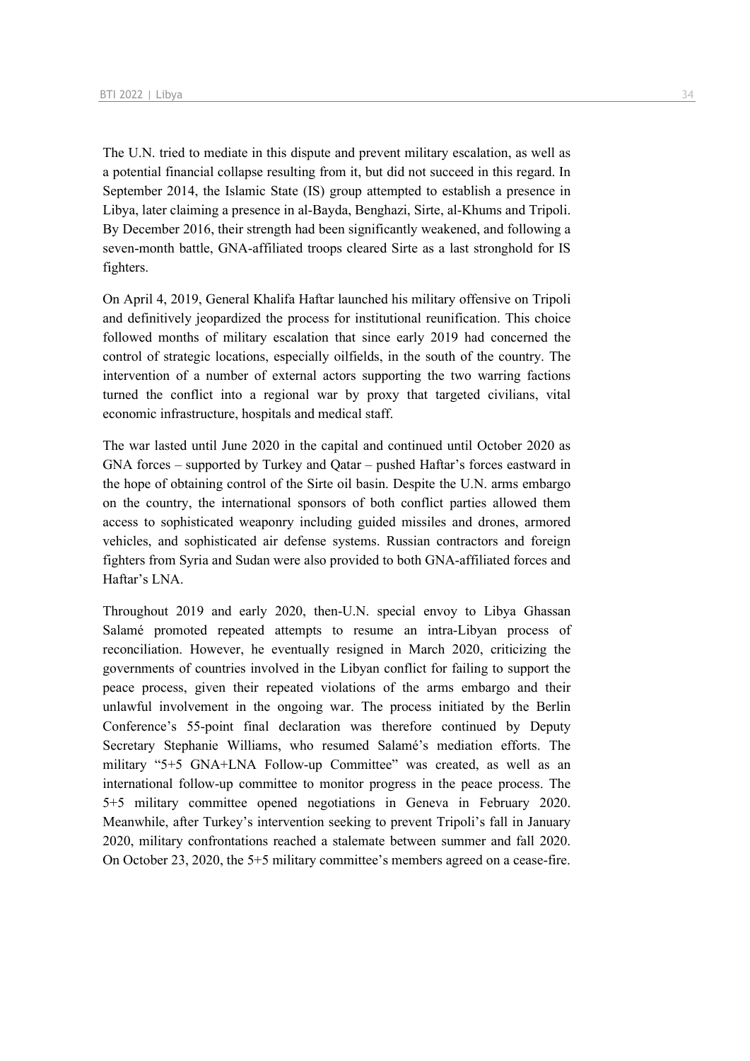The U.N. tried to mediate in this dispute and prevent military escalation, as well as a potential financial collapse resulting from it, but did not succeed in this regard. In September 2014, the Islamic State (IS) group attempted to establish a presence in Libya, later claiming a presence in al-Bayda, Benghazi, Sirte, al-Khums and Tripoli. By December 2016, their strength had been significantly weakened, and following a seven-month battle, GNA-affiliated troops cleared Sirte as a last stronghold for IS fighters.

On April 4, 2019, General Khalifa Haftar launched his military offensive on Tripoli and definitively jeopardized the process for institutional reunification. This choice followed months of military escalation that since early 2019 had concerned the control of strategic locations, especially oilfields, in the south of the country. The intervention of a number of external actors supporting the two warring factions turned the conflict into a regional war by proxy that targeted civilians, vital economic infrastructure, hospitals and medical staff.

The war lasted until June 2020 in the capital and continued until October 2020 as GNA forces – supported by Turkey and Qatar – pushed Haftar's forces eastward in the hope of obtaining control of the Sirte oil basin. Despite the U.N. arms embargo on the country, the international sponsors of both conflict parties allowed them access to sophisticated weaponry including guided missiles and drones, armored vehicles, and sophisticated air defense systems. Russian contractors and foreign fighters from Syria and Sudan were also provided to both GNA-affiliated forces and Haftar's LNA.

Throughout 2019 and early 2020, then-U.N. special envoy to Libya Ghassan Salamé promoted repeated attempts to resume an intra-Libyan process of reconciliation. However, he eventually resigned in March 2020, criticizing the governments of countries involved in the Libyan conflict for failing to support the peace process, given their repeated violations of the arms embargo and their unlawful involvement in the ongoing war. The process initiated by the Berlin Conference's 55-point final declaration was therefore continued by Deputy Secretary Stephanie Williams, who resumed Salamé's mediation efforts. The military "5+5 GNA+LNA Follow-up Committee" was created, as well as an international follow-up committee to monitor progress in the peace process. The 5+5 military committee opened negotiations in Geneva in February 2020. Meanwhile, after Turkey's intervention seeking to prevent Tripoli's fall in January 2020, military confrontations reached a stalemate between summer and fall 2020. On October 23, 2020, the 5+5 military committee's members agreed on a cease-fire.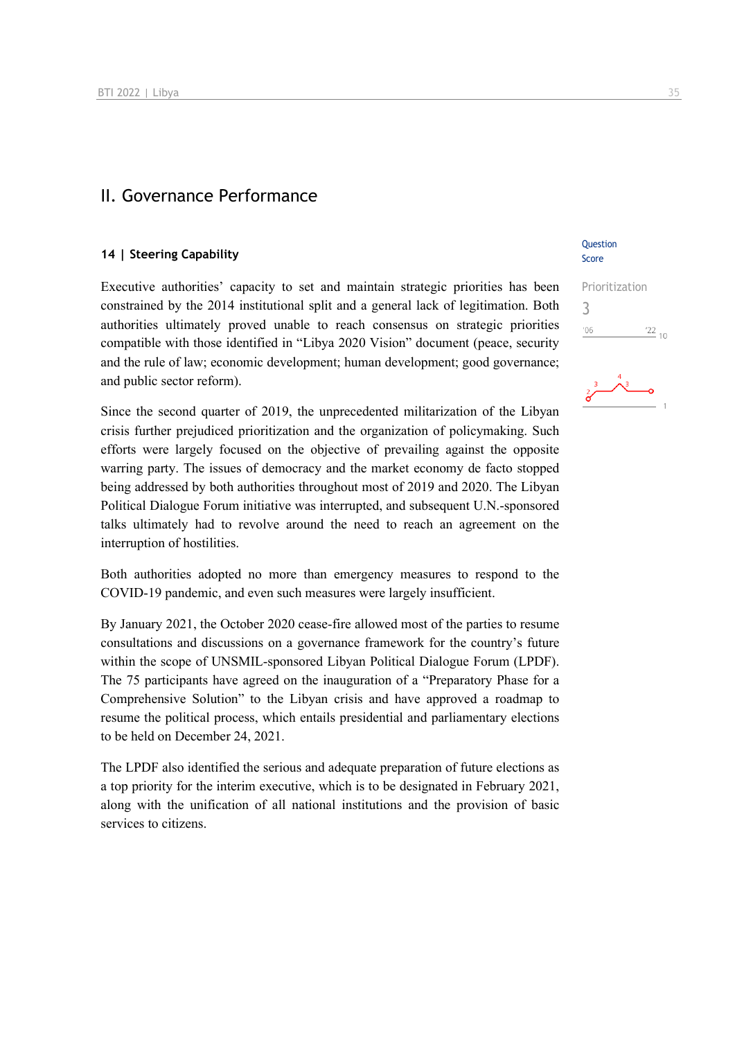# II. Governance Performance

## 14 | Steering Capability

Question Score

Prioritization
3

Executive authorities' capacity to set and maintain strategic priorities has been constrained by the 2014 institutional split and a general lack of legitimation. Both authorities ultimately proved unable to reach consensus on strategic priorities compatible with those identified in "Libya 2020 Vision" document (peace, security and the rule of law; economic development; human development; good governance; and public sector reform).

Since the second quarter of 2019, the unprecedented militarization of the Libyan crisis further prejudiced prioritization and the organization of policymaking. Such efforts were largely focused on the objective of prevailing against the opposite warring party. The issues of democracy and the market economy de facto stopped being addressed by both authorities throughout most of 2019 and 2020. The Libyan Political Dialogue Forum initiative was interrupted, and subsequent U.N.-sponsored talks ultimately had to revolve around the need to reach an agreement on the interruption of hostilities.

Both authorities adopted no more than emergency measures to respond to the COVID-19 pandemic, and even such measures were largely insufficient.

By January 2021, the October 2020 cease-fire allowed most of the parties to resume consultations and discussions on a governance framework for the country's future within the scope of UNSMIL-sponsored Libyan Political Dialogue Forum (LPDF). The 75 participants have agreed on the inauguration of a "Preparatory Phase for a Comprehensive Solution" to the Libyan crisis and have approved a roadmap to resume the political process, which entails presidential and parliamentary elections to be held on December 24, 2021.

The LPDF also identified the serious and adequate preparation of future elections as a top priority for the interim executive, which is to be designated in February 2021, along with the unification of all national institutions and the provision of basic services to citizens.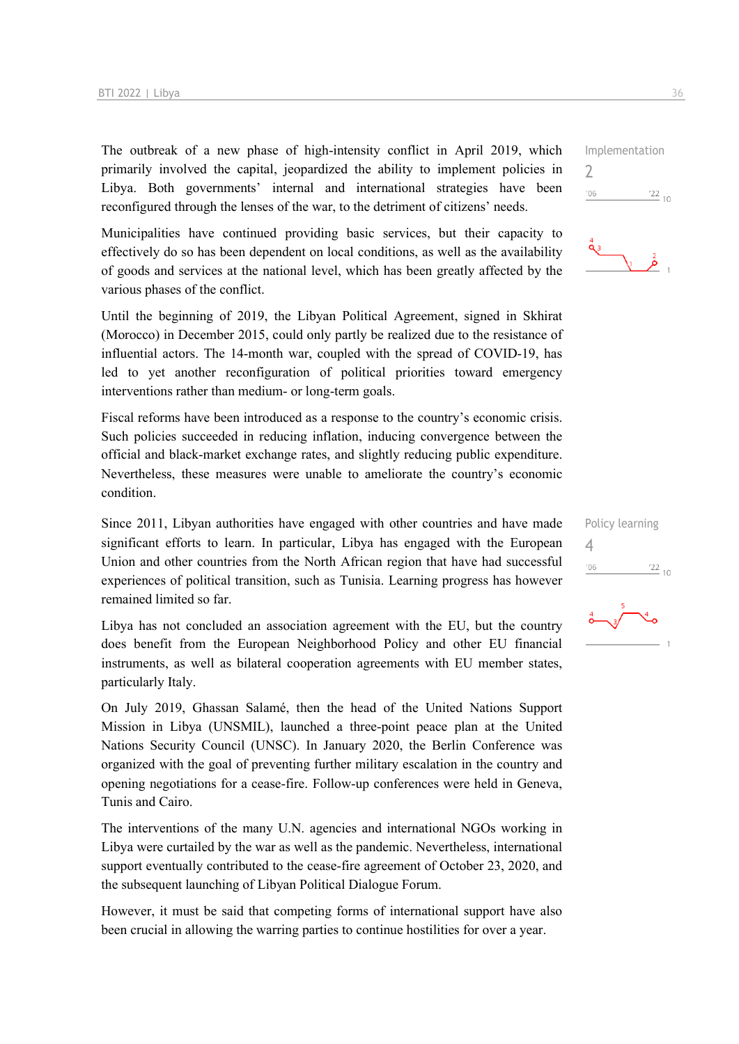The outbreak of a new phase of high-intensity conflict in April 2019, which primarily involved the capital, jeopardized the ability to implement policies in Libya. Both governments' internal and international strategies have been reconfigured through the lenses of the war, to the detriment of citizens' needs.

Implementation
2

Municipalities have continued providing basic services, but their capacity to effectively do so has been dependent on local conditions, as well as the availability of goods and services at the national level, which has been greatly affected by the various phases of the conflict.

Until the beginning of 2019, the Libyan Political Agreement, signed in Skhirat (Morocco) in December 2015, could only partly be realized due to the resistance of influential actors. The 14-month war, coupled with the spread of COVID-19, has led to yet another reconfiguration of political priorities toward emergency interventions rather than medium- or long-term goals.

Fiscal reforms have been introduced as a response to the country's economic crisis. Such policies succeeded in reducing inflation, inducing convergence between the official and black-market exchange rates, and slightly reducing public expenditure. Nevertheless, these measures were unable to ameliorate the country's economic condition.

Since 2011, Libyan authorities have engaged with other countries and have made significant efforts to learn. In particular, Libya has engaged with the European Union and other countries from the North African region that have had successful experiences of political transition, such as Tunisia. Learning progress has however remained limited so far.

Policy learning
4

Libya has not concluded an association agreement with the EU, but the country does benefit from the European Neighborhood Policy and other EU financial instruments, as well as bilateral cooperation agreements with EU member states, particularly Italy.

On July 2019, Ghassan Salamé, then the head of the United Nations Support Mission in Libya (UNSMIL), launched a three-point peace plan at the United Nations Security Council (UNSC). In January 2020, the Berlin Conference was organized with the goal of preventing further military escalation in the country and opening negotiations for a cease-fire. Follow-up conferences were held in Geneva, Tunis and Cairo.

The interventions of the many U.N. agencies and international NGOs working in Libya were curtailed by the war as well as the pandemic. Nevertheless, international support eventually contributed to the cease-fire agreement of October 23, 2020, and the subsequent launching of Libyan Political Dialogue Forum.

However, it must be said that competing forms of international support have also been crucial in allowing the warring parties to continue hostilities for over a year.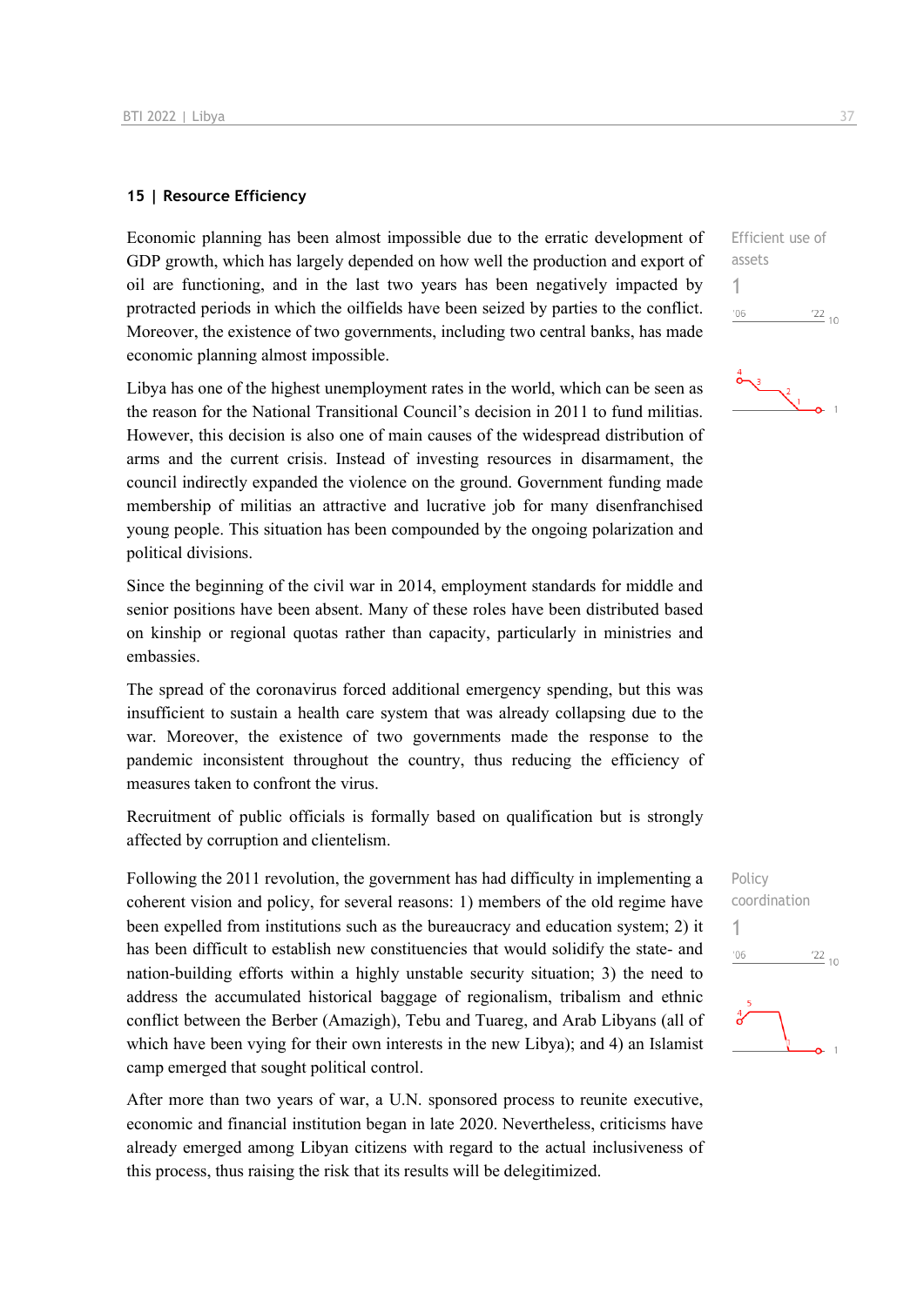## 15 | Resource Efficiency

Efficient use of assets

1

Economic planning has been almost impossible due to the erratic development of GDP growth, which has largely depended on how well the production and export of oil are functioning, and in the last two years has been negatively impacted by protracted periods in which the oilfields have been seized by parties to the conflict. Moreover, the existence of two governments, including two central banks, has made economic planning almost impossible.

Libya has one of the highest unemployment rates in the world, which can be seen as the reason for the National Transitional Council's decision in 2011 to fund militias. However, this decision is also one of main causes of the widespread distribution of arms and the current crisis. Instead of investing resources in disarmament, the council indirectly expanded the violence on the ground. Government funding made membership of militias an attractive and lucrative job for many disenfranchised young people. This situation has been compounded by the ongoing polarization and political divisions.

Since the beginning of the civil war in 2014, employment standards for middle and senior positions have been absent. Many of these roles have been distributed based on kinship or regional quotas rather than capacity, particularly in ministries and embassies.

The spread of the coronavirus forced additional emergency spending, but this was insufficient to sustain a health care system that was already collapsing due to the war. Moreover, the existence of two governments made the response to the pandemic inconsistent throughout the country, thus reducing the efficiency of measures taken to confront the virus.

Recruitment of public officials is formally based on qualification but is strongly affected by corruption and clientelism.

Policy coordination

1

Following the 2011 revolution, the government has had difficulty in implementing a coherent vision and policy, for several reasons: 1) members of the old regime have been expelled from institutions such as the bureaucracy and education system; 2) it has been difficult to establish new constituencies that would solidify the state- and nation-building efforts within a highly unstable security situation; 3) the need to address the accumulated historical baggage of regionalism, tribalism and ethnic conflict between the Berber (Amazigh), Tebu and Tuareg, and Arab Libyans (all of which have been vying for their own interests in the new Libya); and 4) an Islamist camp emerged that sought political control.

After more than two years of war, a U.N. sponsored process to reunite executive, economic and financial institution began in late 2020. Nevertheless, criticisms have already emerged among Libyan citizens with regard to the actual inclusiveness of this process, thus raising the risk that its results will be delegitimized.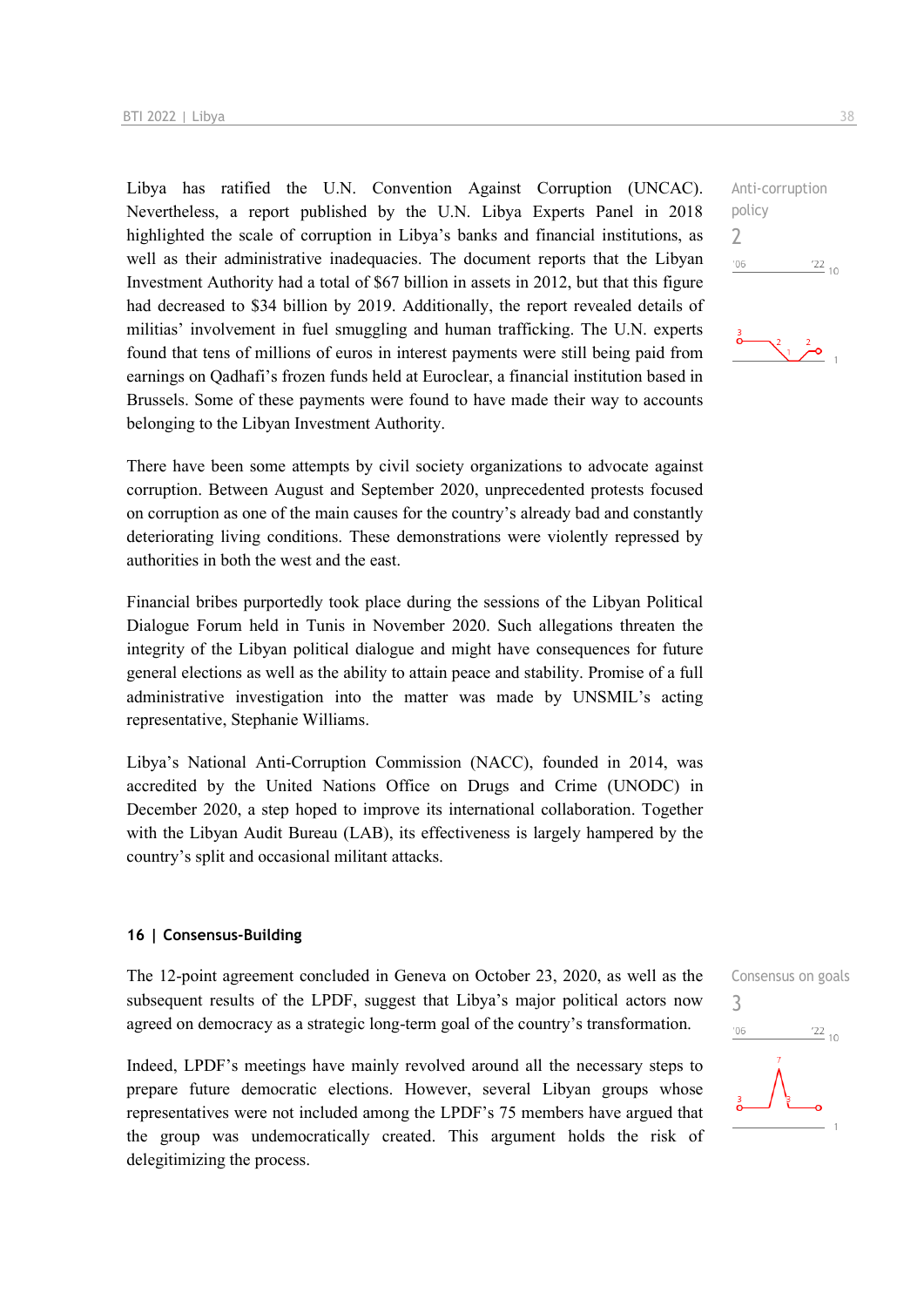Libya has ratified the U.N. Convention Against Corruption (UNCAC). Nevertheless, a report published by the U.N. Libya Experts Panel in 2018 highlighted the scale of corruption in Libya's banks and financial institutions, as well as their administrative inadequacies. The document reports that the Libyan Investment Authority had a total of $67 billion in assets in 2012, but that this figure had decreased to $34 billion by 2019. Additionally, the report revealed details of militias' involvement in fuel smuggling and human trafficking. The U.N. experts found that tens of millions of euros in interest payments were still being paid from earnings on Qadhafi's frozen funds held at Euroclear, a financial institution based in Brussels. Some of these payments were found to have made their way to accounts belonging to the Libyan Investment Authority.

Anti-corruption policy
2

There have been some attempts by civil society organizations to advocate against corruption. Between August and September 2020, unprecedented protests focused on corruption as one of the main causes for the country's already bad and constantly deteriorating living conditions. These demonstrations were violently repressed by authorities in both the west and the east.

Financial bribes purportedly took place during the sessions of the Libyan Political Dialogue Forum held in Tunis in November 2020. Such allegations threaten the integrity of the Libyan political dialogue and might have consequences for future general elections as well as the ability to attain peace and stability. Promise of a full administrative investigation into the matter was made by UNSMIL's acting representative, Stephanie Williams.

Libya's National Anti-Corruption Commission (NACC), founded in 2014, was accredited by the United Nations Office on Drugs and Crime (UNODC) in December 2020, a step hoped to improve its international collaboration. Together with the Libyan Audit Bureau (LAB), its effectiveness is largely hampered by the country's split and occasional militant attacks.

## 16 | Consensus-Building

The 12-point agreement concluded in Geneva on October 23, 2020, as well as the subsequent results of the LPDF, suggest that Libya's major political actors now agreed on democracy as a strategic long-term goal of the country's transformation.

Consensus on goals
3

Indeed, LPDF's meetings have mainly revolved around all the necessary steps to prepare future democratic elections. However, several Libyan groups whose representatives were not included among the LPDF's 75 members have argued that the group was undemocratically created. This argument holds the risk of delegitimizing the process.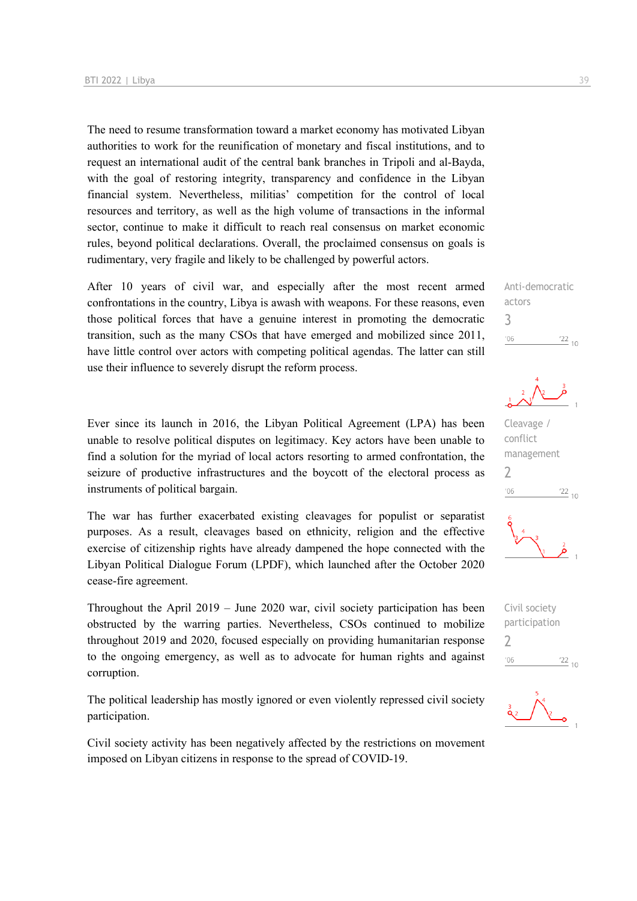The need to resume transformation toward a market economy has motivated Libyan authorities to work for the reunification of monetary and fiscal institutions, and to request an international audit of the central bank branches in Tripoli and al-Bayda, with the goal of restoring integrity, transparency and confidence in the Libyan financial system. Nevertheless, militias' competition for the control of local resources and territory, as well as the high volume of transactions in the informal sector, continue to make it difficult to reach real consensus on market economic rules, beyond political declarations. Overall, the proclaimed consensus on goals is rudimentary, very fragile and likely to be challenged by powerful actors.

Anti-democratic actors
3

After 10 years of civil war, and especially after the most recent armed confrontations in the country, Libya is awash with weapons. For these reasons, even those political forces that have a genuine interest in promoting the democratic transition, such as the many CSOs that have emerged and mobilized since 2011, have little control over actors with competing political agendas. The latter can still use their influence to severely disrupt the reform process.

Cleavage / conflict management
2

Ever since its launch in 2016, the Libyan Political Agreement (LPA) has been unable to resolve political disputes on legitimacy. Key actors have been unable to find a solution for the myriad of local actors resorting to armed confrontation, the seizure of productive infrastructures and the boycott of the electoral process as instruments of political bargain.

The war has further exacerbated existing cleavages for populist or separatist purposes. As a result, cleavages based on ethnicity, religion and the effective exercise of citizenship rights have already dampened the hope connected with the Libyan Political Dialogue Forum (LPDF), which launched after the October 2020 cease-fire agreement.

Civil society participation
2

Throughout the April 2019 – June 2020 war, civil society participation has been obstructed by the warring parties. Nevertheless, CSOs continued to mobilize throughout 2019 and 2020, focused especially on providing humanitarian response to the ongoing emergency, as well as to advocate for human rights and against corruption.

The political leadership has mostly ignored or even violently repressed civil society participation.

Civil society activity has been negatively affected by the restrictions on movement imposed on Libyan citizens in response to the spread of COVID-19.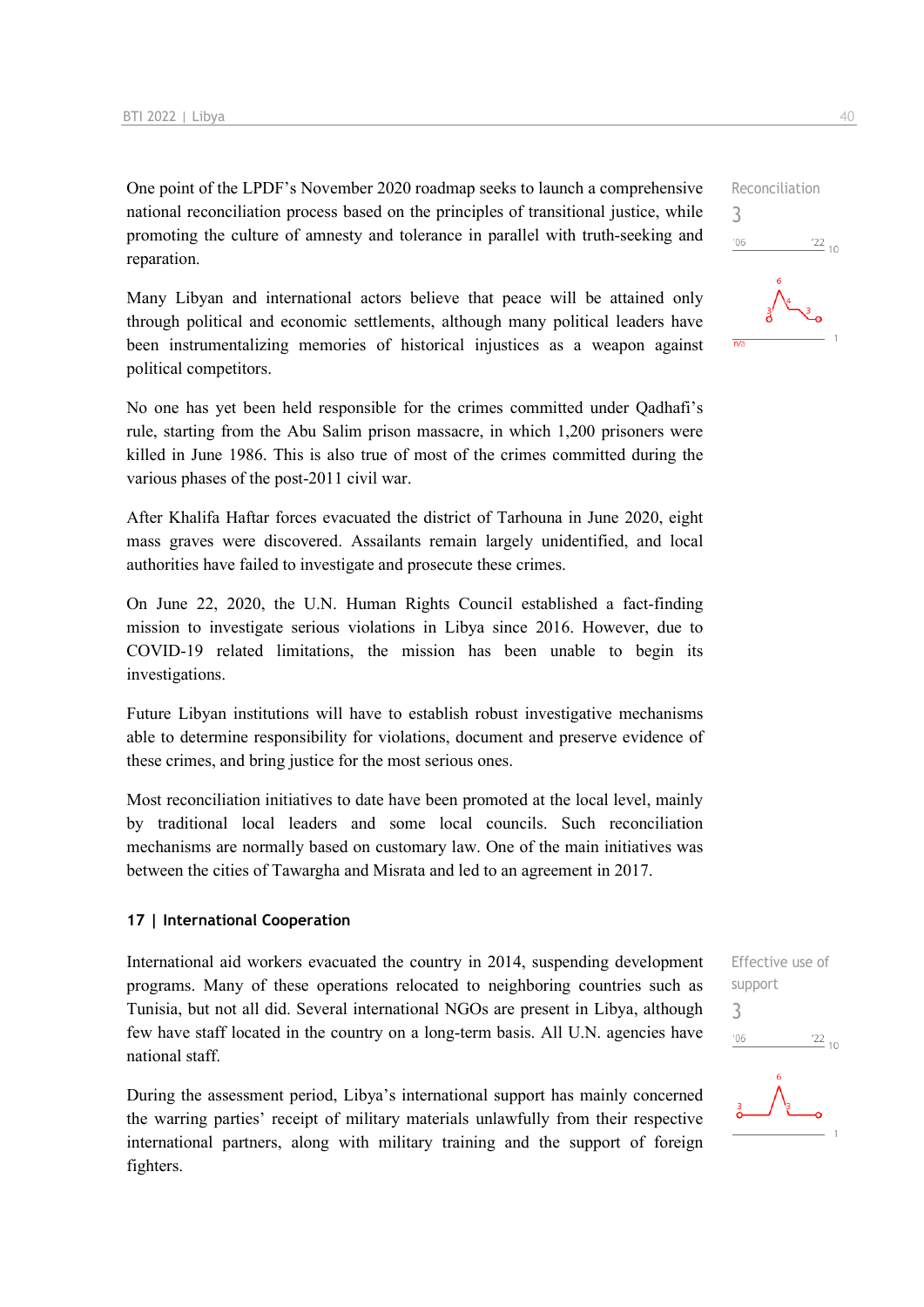One point of the LPDF's November 2020 roadmap seeks to launch a comprehensive national reconciliation process based on the principles of transitional justice, while promoting the culture of amnesty and tolerance in parallel with truth-seeking and reparation.

Reconciliation
3

Many Libyan and international actors believe that peace will be attained only through political and economic settlements, although many political leaders have been instrumentalizing memories of historical injustices as a weapon against political competitors.

No one has yet been held responsible for the crimes committed under Qadhafi's rule, starting from the Abu Salim prison massacre, in which 1,200 prisoners were killed in June 1986. This is also true of most of the crimes committed during the various phases of the post-2011 civil war.

After Khalifa Haftar forces evacuated the district of Tarhouna in June 2020, eight mass graves were discovered. Assailants remain largely unidentified, and local authorities have failed to investigate and prosecute these crimes.

On June 22, 2020, the U.N. Human Rights Council established a fact-finding mission to investigate serious violations in Libya since 2016. However, due to COVID-19 related limitations, the mission has been unable to begin its investigations.

Future Libyan institutions will have to establish robust investigative mechanisms able to determine responsibility for violations, document and preserve evidence of these crimes, and bring justice for the most serious ones.

Most reconciliation initiatives to date have been promoted at the local level, mainly by traditional local leaders and some local councils. Such reconciliation mechanisms are normally based on customary law. One of the main initiatives was between the cities of Tawargha and Misrata and led to an agreement in 2017.

## 17 | International Cooperation

International aid workers evacuated the country in 2014, suspending development programs. Many of these operations relocated to neighboring countries such as Tunisia, but not all did. Several international NGOs are present in Libya, although few have staff located in the country on a long-term basis. All U.N. agencies have national staff.

Effective use of support
3

During the assessment period, Libya's international support has mainly concerned the warring parties' receipt of military materials unlawfully from their respective international partners, along with military training and the support of foreign fighters.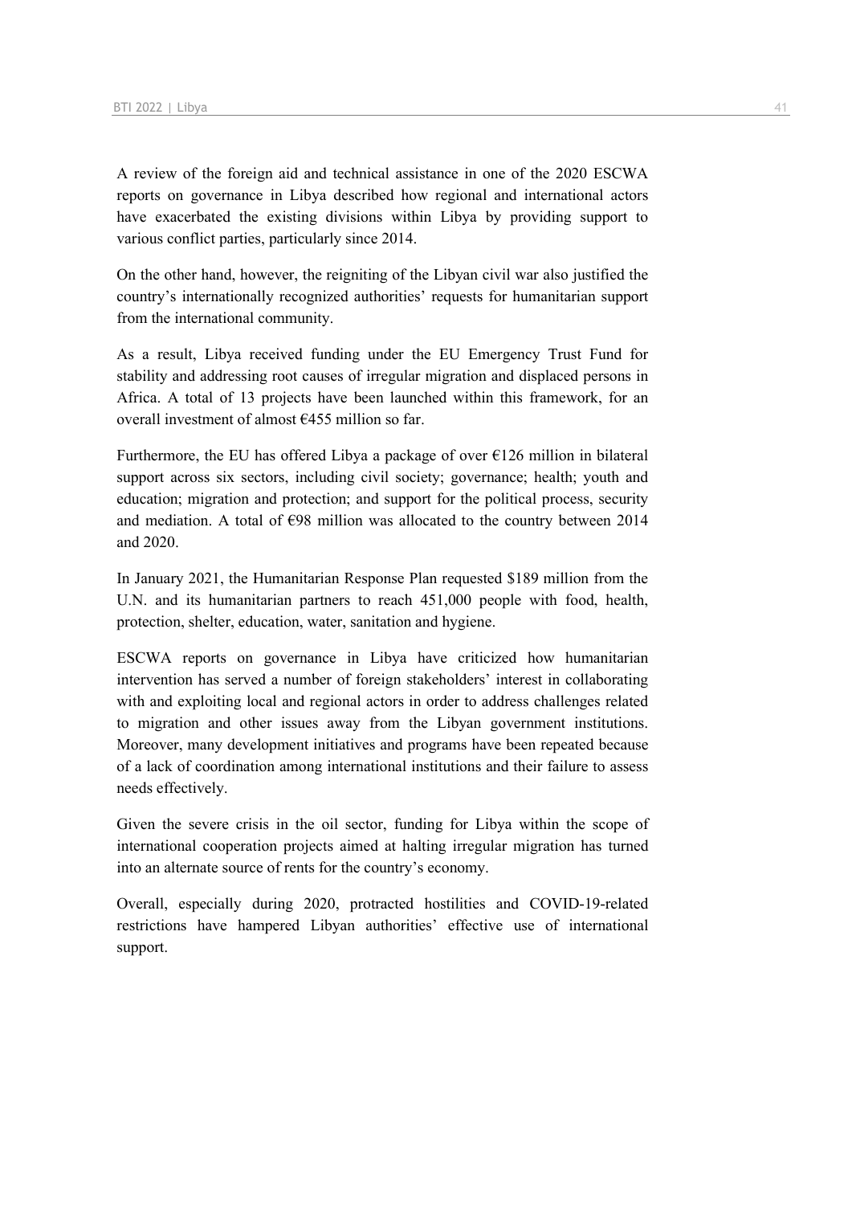A review of the foreign aid and technical assistance in one of the 2020 ESCWA reports on governance in Libya described how regional and international actors have exacerbated the existing divisions within Libya by providing support to various conflict parties, particularly since 2014.

On the other hand, however, the reigniting of the Libyan civil war also justified the country's internationally recognized authorities' requests for humanitarian support from the international community.

As a result, Libya received funding under the EU Emergency Trust Fund for stability and addressing root causes of irregular migration and displaced persons in Africa. A total of 13 projects have been launched within this framework, for an overall investment of almost €455 million so far.

Furthermore, the EU has offered Libya a package of over €126 million in bilateral support across six sectors, including civil society; governance; health; youth and education; migration and protection; and support for the political process, security and mediation. A total of €98 million was allocated to the country between 2014 and 2020.

In January 2021, the Humanitarian Response Plan requested $189 million from the U.N. and its humanitarian partners to reach 451,000 people with food, health, protection, shelter, education, water, sanitation and hygiene.

ESCWA reports on governance in Libya have criticized how humanitarian intervention has served a number of foreign stakeholders' interest in collaborating with and exploiting local and regional actors in order to address challenges related to migration and other issues away from the Libyan government institutions. Moreover, many development initiatives and programs have been repeated because of a lack of coordination among international institutions and their failure to assess needs effectively.

Given the severe crisis in the oil sector, funding for Libya within the scope of international cooperation projects aimed at halting irregular migration has turned into an alternate source of rents for the country's economy.

Overall, especially during 2020, protracted hostilities and COVID-19-related restrictions have hampered Libyan authorities' effective use of international support.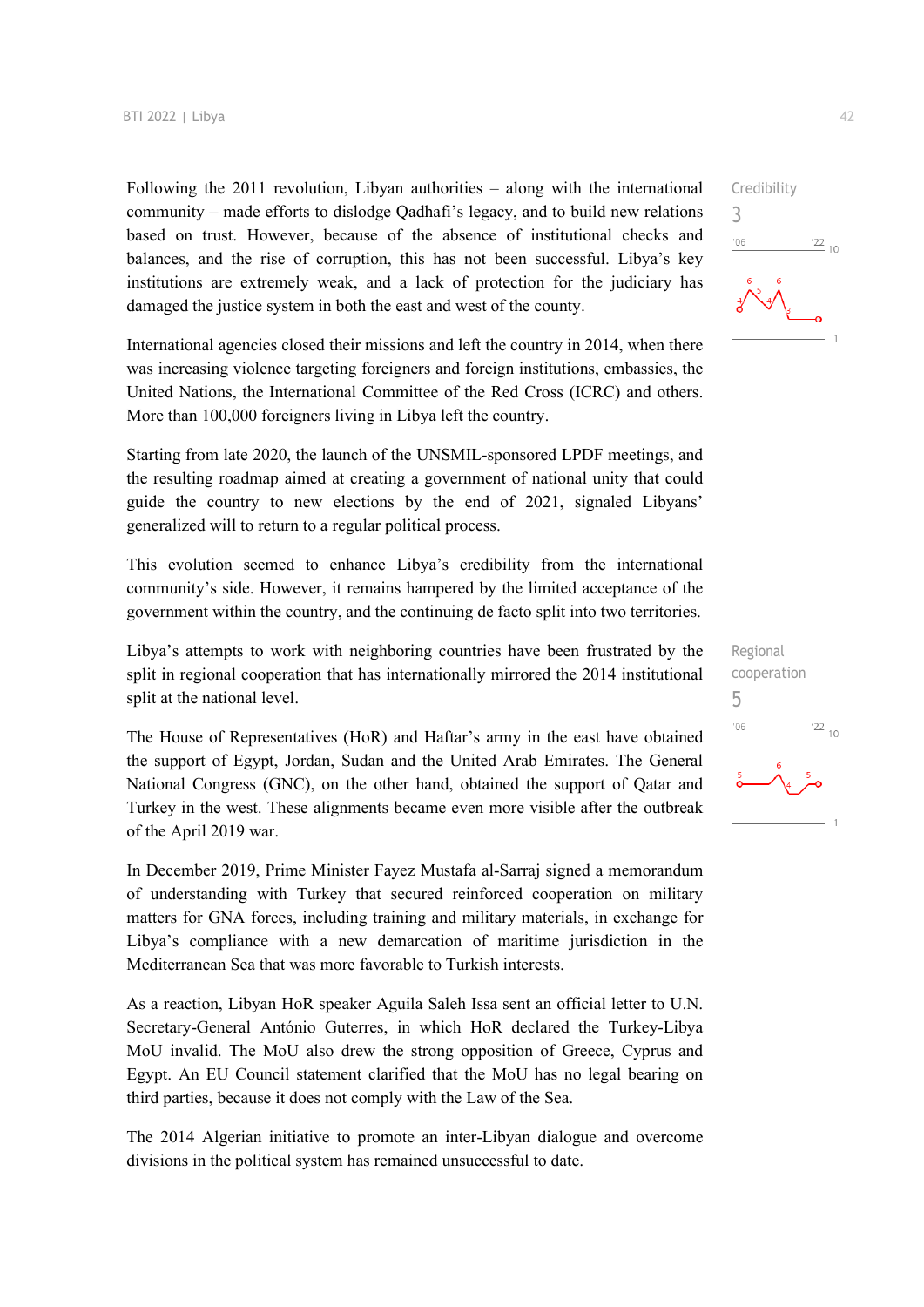Following the 2011 revolution, Libyan authorities – along with the international community – made efforts to dislodge Qadhafi's legacy, and to build new relations based on trust. However, because of the absence of institutional checks and balances, and the rise of corruption, this has not been successful. Libya's key institutions are extremely weak, and a lack of protection for the judiciary has damaged the justice system in both the east and west of the county.

Credibility
3

International agencies closed their missions and left the country in 2014, when there was increasing violence targeting foreigners and foreign institutions, embassies, the United Nations, the International Committee of the Red Cross (ICRC) and others. More than 100,000 foreigners living in Libya left the country.

Starting from late 2020, the launch of the UNSMIL-sponsored LPDF meetings, and the resulting roadmap aimed at creating a government of national unity that could guide the country to new elections by the end of 2021, signaled Libyans' generalized will to return to a regular political process.

This evolution seemed to enhance Libya's credibility from the international community's side. However, it remains hampered by the limited acceptance of the government within the country, and the continuing de facto split into two territories.

Libya's attempts to work with neighboring countries have been frustrated by the split in regional cooperation that has internationally mirrored the 2014 institutional split at the national level.

Regional cooperation
5

The House of Representatives (HoR) and Haftar's army in the east have obtained the support of Egypt, Jordan, Sudan and the United Arab Emirates. The General National Congress (GNC), on the other hand, obtained the support of Qatar and Turkey in the west. These alignments became even more visible after the outbreak of the April 2019 war.

In December 2019, Prime Minister Fayez Mustafa al-Sarraj signed a memorandum of understanding with Turkey that secured reinforced cooperation on military matters for GNA forces, including training and military materials, in exchange for Libya's compliance with a new demarcation of maritime jurisdiction in the Mediterranean Sea that was more favorable to Turkish interests.

As a reaction, Libyan HoR speaker Aguila Saleh Issa sent an official letter to U.N. Secretary-General António Guterres, in which HoR declared the Turkey-Libya MoU invalid. The MoU also drew the strong opposition of Greece, Cyprus and Egypt. An EU Council statement clarified that the MoU has no legal bearing on third parties, because it does not comply with the Law of the Sea.

The 2014 Algerian initiative to promote an inter-Libyan dialogue and overcome divisions in the political system has remained unsuccessful to date.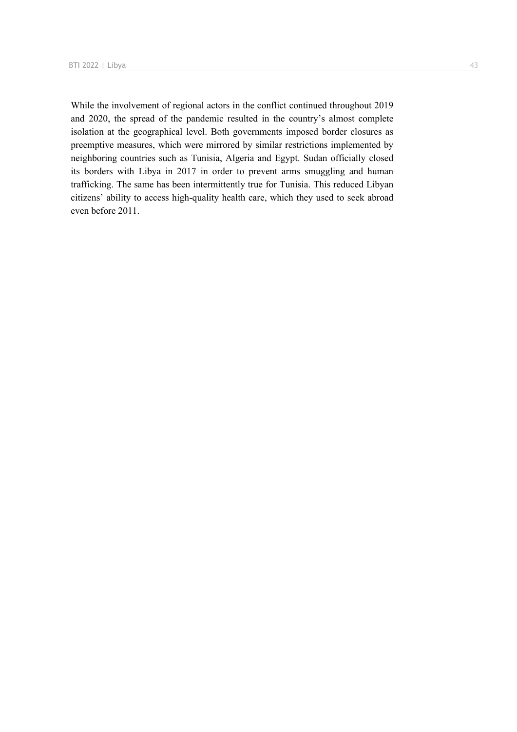While the involvement of regional actors in the conflict continued throughout 2019 and 2020, the spread of the pandemic resulted in the country's almost complete isolation at the geographical level. Both governments imposed border closures as preemptive measures, which were mirrored by similar restrictions implemented by neighboring countries such as Tunisia, Algeria and Egypt. Sudan officially closed its borders with Libya in 2017 in order to prevent arms smuggling and human trafficking. The same has been intermittently true for Tunisia. This reduced Libyan citizens' ability to access high-quality health care, which they used to seek abroad even before 2011.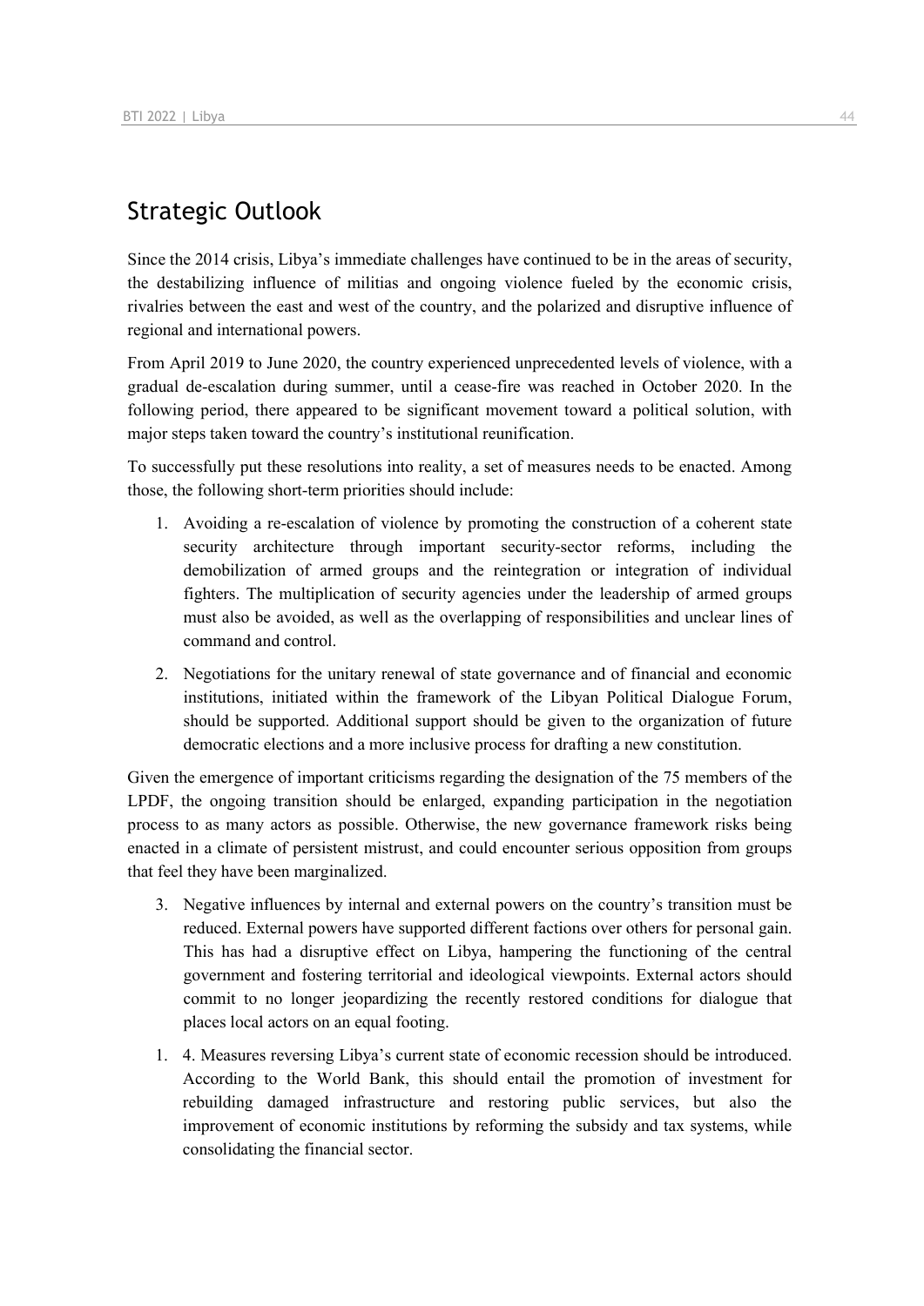## Strategic Outlook

Since the 2014 crisis, Libya's immediate challenges have continued to be in the areas of security, the destabilizing influence of militias and ongoing violence fueled by the economic crisis, rivalries between the east and west of the country, and the polarized and disruptive influence of regional and international powers.

From April 2019 to June 2020, the country experienced unprecedented levels of violence, with a gradual de-escalation during summer, until a cease-fire was reached in October 2020. In the following period, there appeared to be significant movement toward a political solution, with major steps taken toward the country's institutional reunification.

To successfully put these resolutions into reality, a set of measures needs to be enacted. Among those, the following short-term priorities should include:

1. Avoiding a re-escalation of violence by promoting the construction of a coherent state security architecture through important security-sector reforms, including the demobilization of armed groups and the reintegration or integration of individual fighters. The multiplication of security agencies under the leadership of armed groups must also be avoided, as well as the overlapping of responsibilities and unclear lines of command and control.
2. Negotiations for the unitary renewal of state governance and of financial and economic institutions, initiated within the framework of the Libyan Political Dialogue Forum, should be supported. Additional support should be given to the organization of future democratic elections and a more inclusive process for drafting a new constitution.

Given the emergence of important criticisms regarding the designation of the 75 members of the LPDF, the ongoing transition should be enlarged, expanding participation in the negotiation process to as many actors as possible. Otherwise, the new governance framework risks being enacted in a climate of persistent mistrust, and could encounter serious opposition from groups that feel they have been marginalized.

3. Negative influences by internal and external powers on the country's transition must be reduced. External powers have supported different factions over others for personal gain. This has had a disruptive effect on Libya, hampering the functioning of the central government and fostering territorial and ideological viewpoints. External actors should commit to no longer jeopardizing the recently restored conditions for dialogue that places local actors on an equal footing.

1. 4. Measures reversing Libya's current state of economic recession should be introduced. According to the World Bank, this should entail the promotion of investment for rebuilding damaged infrastructure and restoring public services, but also the improvement of economic institutions by reforming the subsidy and tax systems, while consolidating the financial sector.